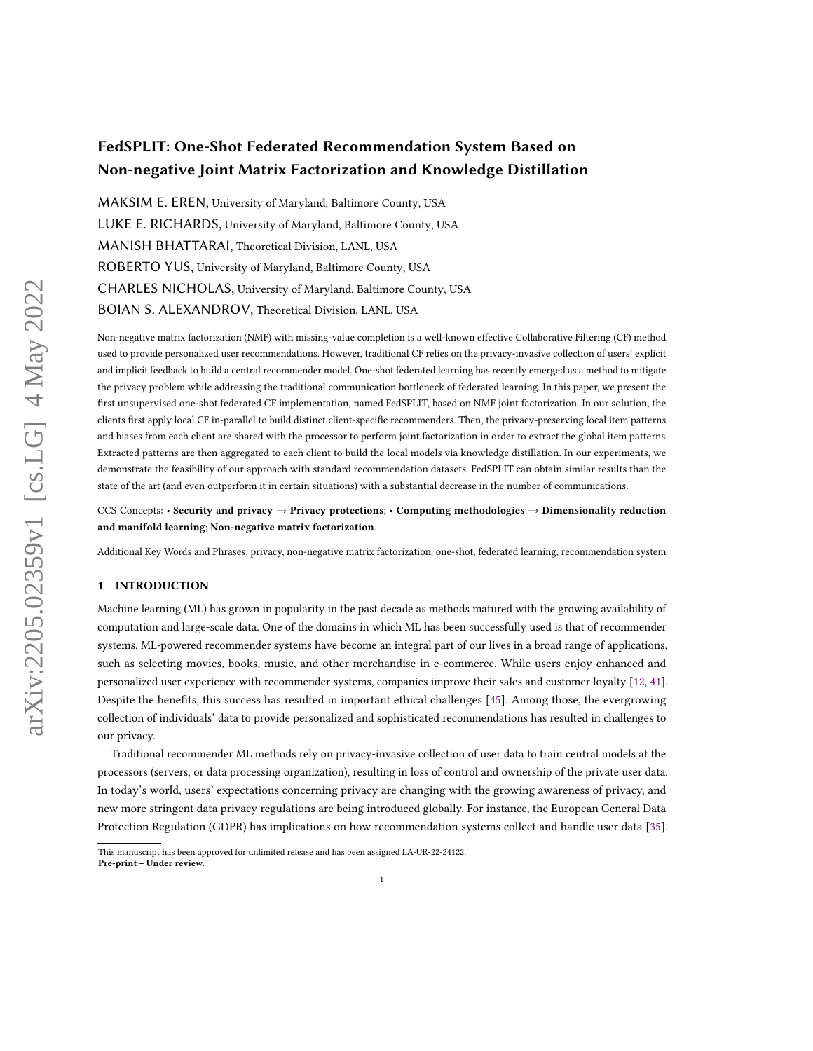# FedSPLIT: One-Shot Federated Recommendation System Based on Non-negative Joint Matrix Factorization and Knowledge Distillation

MAKSIM E. EREN, University of Maryland, Baltimore County, USA

LUKE E. RICHARDS, University of Maryland, Baltimore County, USA

MANISH BHATTARAI, Theoretical Division, LANL, USA

ROBERTO YUS, University of Maryland, Baltimore County, USA

CHARLES NICHOLAS, University of Maryland, Baltimore County, USA

BOIAN S. ALEXANDROV, Theoretical Division, LANL, USA

Non-negative matrix factorization (NMF) with missing-value completion is a well-known effective Collaborative Filtering (CF) method used to provide personalized user recommendations. However, traditional CF relies on the privacy-invasive collection of users' explicit and implicit feedback to build a central recommender model. One-shot federated learning has recently emerged as a method to mitigate the privacy problem while addressing the traditional communication bottleneck of federated learning. In this paper, we present the first unsupervised one-shot federated CF implementation, named FedSPLIT, based on NMF joint factorization. In our solution, the clients first apply local CF in-parallel to build distinct client-specific recommenders. Then, the privacy-preserving local item patterns and biases from each client are shared with the processor to perform joint factorization in order to extract the global item patterns. Extracted patterns are then aggregated to each client to build the local models via knowledge distillation. In our experiments, we demonstrate the feasibility of our approach with standard recommendation datasets. FedSPLIT can obtain similar results than the state of the art (and even outperform it in certain situations) with a substantial decrease in the number of communications.

CCS Concepts: • **Security and privacy** → **Privacy protections**; • **Computing methodologies** → **Dimensionality reduction and manifold learning**; **Non-negative matrix factorization**.

Additional Key Words and Phrases: privacy, non-negative matrix factorization, one-shot, federated learning, recommendation system

## 1 INTRODUCTION

Machine learning (ML) has grown in popularity in the past decade as methods matured with the growing availability of computation and large-scale data. One of the domains in which ML has been successfully used is that of recommender systems. ML-powered recommender systems have become an integral part of our lives in a broad range of applications, such as selecting movies, books, music, and other merchandise in e-commerce. While users enjoy enhanced and personalized user experience with recommender systems, companies improve their sales and customer loyalty [12, 41]. Despite the benefits, this success has resulted in important ethical challenges [45]. Among those, the evergrowing collection of individuals' data to provide personalized and sophisticated recommendations has resulted in challenges to our privacy.

Traditional recommender ML methods rely on privacy-invasive collection of user data to train central models at the processors (servers, or data processing organization), resulting in loss of control and ownership of the private user data. In today's world, users' expectations concerning privacy are changing with the growing awareness of privacy, and new more stringent data privacy regulations are being introduced globally. For instance, the European General Data Protection Regulation (GDPR) has implications on how recommendation systems collect and handle user data [35].

This manuscript has been approved for unlimited release and has been assigned LA-UR-22-24122.
**Pre-print – Under review.**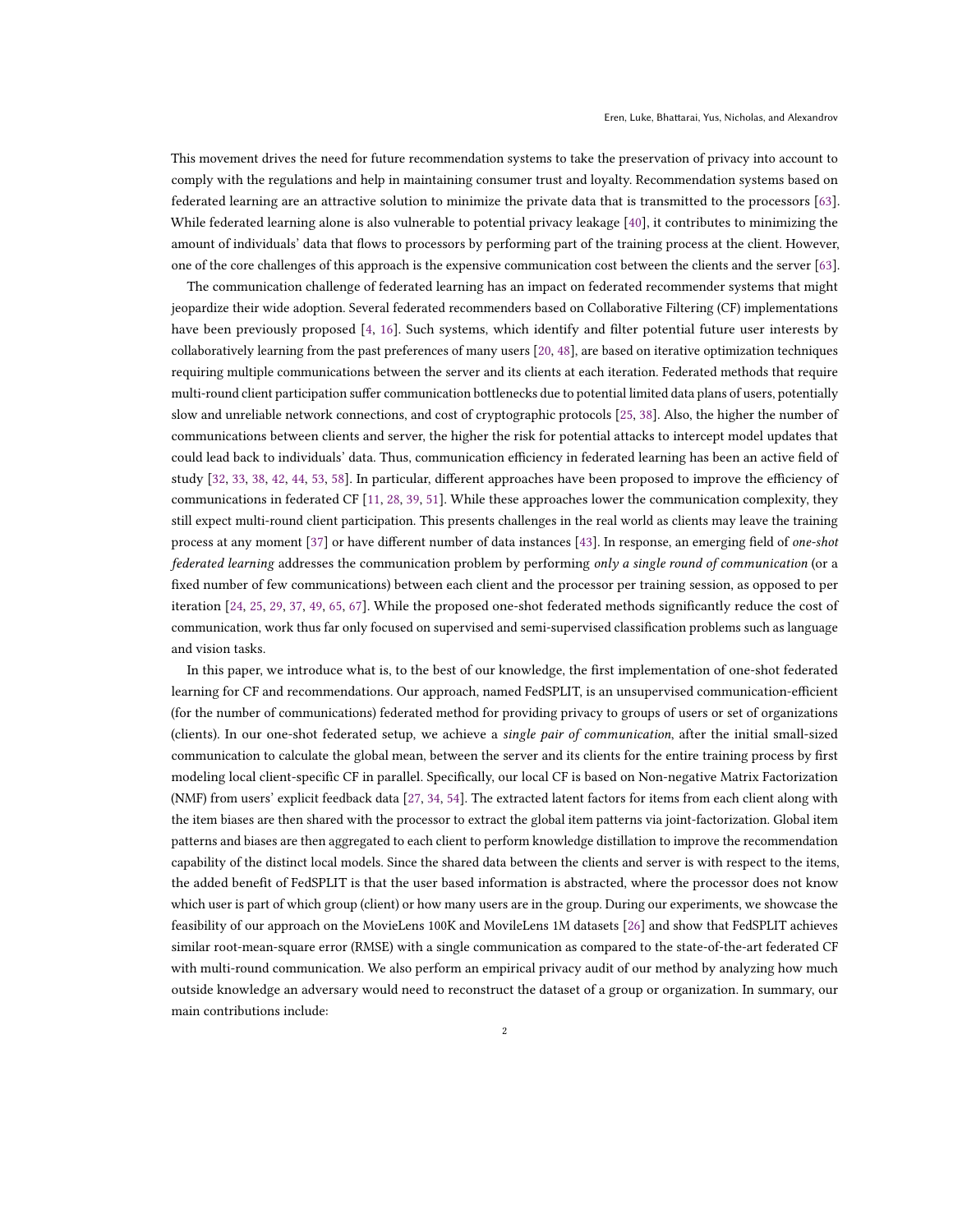This movement drives the need for future recommendation systems to take the preservation of privacy into account to comply with the regulations and help in maintaining consumer trust and loyalty. Recommendation systems based on federated learning are an attractive solution to minimize the private data that is transmitted to the processors [63]. While federated learning alone is also vulnerable to potential privacy leakage [40], it contributes to minimizing the amount of individuals' data that flows to processors by performing part of the training process at the client. However, one of the core challenges of this approach is the expensive communication cost between the clients and the server [63].

The communication challenge of federated learning has an impact on federated recommender systems that might jeopardize their wide adoption. Several federated recommenders based on Collaborative Filtering (CF) implementations have been previously proposed [4, 16]. Such systems, which identify and filter potential future user interests by collaboratively learning from the past preferences of many users [20, 48], are based on iterative optimization techniques requiring multiple communications between the server and its clients at each iteration. Federated methods that require multi-round client participation suffer communication bottlenecks due to potential limited data plans of users, potentially slow and unreliable network connections, and cost of cryptographic protocols [25, 38]. Also, the higher the number of communications between clients and server, the higher the risk for potential attacks to intercept model updates that could lead back to individuals' data. Thus, communication efficiency in federated learning has been an active field of study [32, 33, 38, 42, 44, 53, 58]. In particular, different approaches have been proposed to improve the efficiency of communications in federated CF [11, 28, 39, 51]. While these approaches lower the communication complexity, they still expect multi-round client participation. This presents challenges in the real world as clients may leave the training process at any moment [37] or have different number of data instances [43]. In response, an emerging field of *one-shot federated learning* addresses the communication problem by performing *only a single round of communication* (or a fixed number of few communications) between each client and the processor per training session, as opposed to per iteration [24, 25, 29, 37, 49, 65, 67]. While the proposed one-shot federated methods significantly reduce the cost of communication, work thus far only focused on supervised and semi-supervised classification problems such as language and vision tasks.

In this paper, we introduce what is, to the best of our knowledge, the first implementation of one-shot federated learning for CF and recommendations. Our approach, named FedSPLIT, is an unsupervised communication-efficient (for the number of communications) federated method for providing privacy to groups of users or set of organizations (clients). In our one-shot federated setup, we achieve a *single pair of communication*, after the initial small-sized communication to calculate the global mean, between the server and its clients for the entire training process by first modeling local client-specific CF in parallel. Specifically, our local CF is based on Non-negative Matrix Factorization (NMF) from users' explicit feedback data [27, 34, 54]. The extracted latent factors for items from each client along with the item biases are then shared with the processor to extract the global item patterns via joint-factorization. Global item patterns and biases are then aggregated to each client to perform knowledge distillation to improve the recommendation capability of the distinct local models. Since the shared data between the clients and server is with respect to the items, the added benefit of FedSPLIT is that the user based information is abstracted, where the processor does not know which user is part of which group (client) or how many users are in the group. During our experiments, we showcase the feasibility of our approach on the MovieLens 100K and MovileLens 1M datasets [26] and show that FedSPLIT achieves similar root-mean-square error (RMSE) with a single communication as compared to the state-of-the-art federated CF with multi-round communication. We also perform an empirical privacy audit of our method by analyzing how much outside knowledge an adversary would need to reconstruct the dataset of a group or organization. In summary, our main contributions include: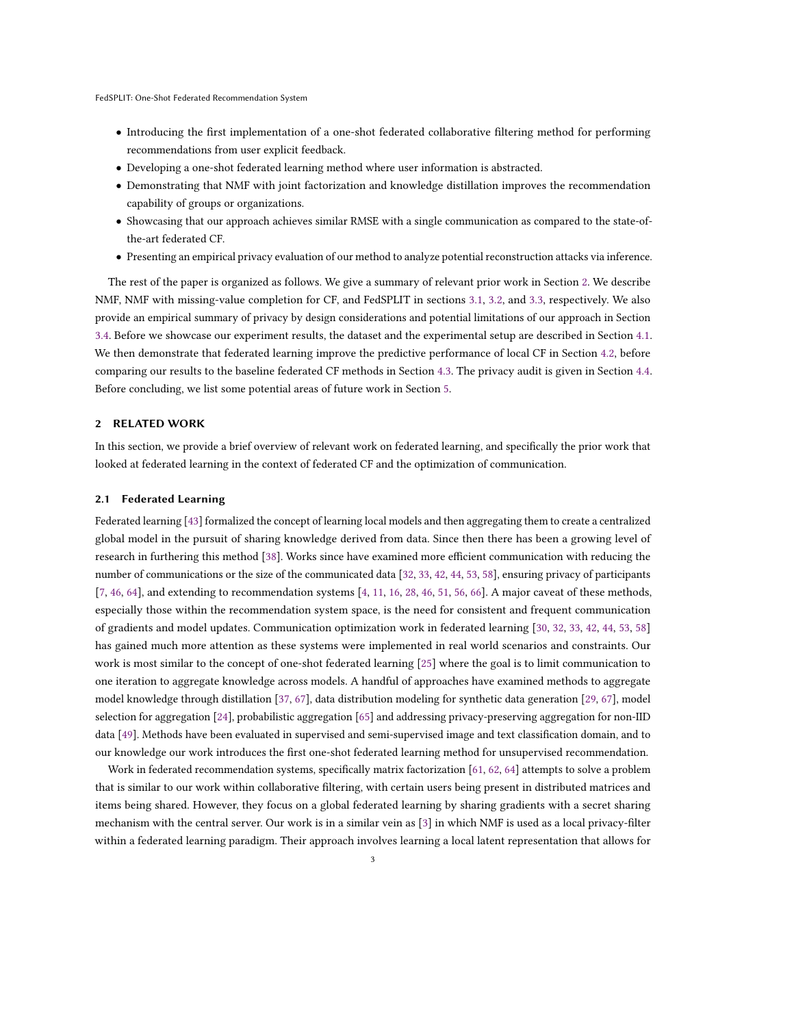- Introducing the first implementation of a one-shot federated collaborative filtering method for performing recommendations from user explicit feedback.
- Developing a one-shot federated learning method where user information is abstracted.
- Demonstrating that NMF with joint factorization and knowledge distillation improves the recommendation capability of groups or organizations.
- Showcasing that our approach achieves similar RMSE with a single communication as compared to the state-of-the-art federated CF.
- Presenting an empirical privacy evaluation of our method to analyze potential reconstruction attacks via inference.

The rest of the paper is organized as follows. We give a summary of relevant prior work in Section 2. We describe NMF, NMF with missing-value completion for CF, and FedSPLIT in sections 3.1, 3.2, and 3.3, respectively. We also provide an empirical summary of privacy by design considerations and potential limitations of our approach in Section 3.4. Before we showcase our experiment results, the dataset and the experimental setup are described in Section 4.1. We then demonstrate that federated learning improve the predictive performance of local CF in Section 4.2, before comparing our results to the baseline federated CF methods in Section 4.3. The privacy audit is given in Section 4.4. Before concluding, we list some potential areas of future work in Section 5.

## 2 RELATED WORK

In this section, we provide a brief overview of relevant work on federated learning, and specifically the prior work that looked at federated learning in the context of federated CF and the optimization of communication.

### 2.1 Federated Learning

Federated learning [43] formalized the concept of learning local models and then aggregating them to create a centralized global model in the pursuit of sharing knowledge derived from data. Since then there has been a growing level of research in furthering this method [38]. Works since have examined more efficient communication with reducing the number of communications or the size of the communicated data [32, 33, 42, 44, 53, 58], ensuring privacy of participants [7, 46, 64], and extending to recommendation systems [4, 11, 16, 28, 46, 51, 56, 66]. A major caveat of these methods, especially those within the recommendation system space, is the need for consistent and frequent communication of gradients and model updates. Communication optimization work in federated learning [30, 32, 33, 42, 44, 53, 58] has gained much more attention as these systems were implemented in real world scenarios and constraints. Our work is most similar to the concept of one-shot federated learning [25] where the goal is to limit communication to one iteration to aggregate knowledge across models. A handful of approaches have examined methods to aggregate model knowledge through distillation [37, 67], data distribution modeling for synthetic data generation [29, 67], model selection for aggregation [24], probabilistic aggregation [65] and addressing privacy-preserving aggregation for non-IID data [49]. Methods have been evaluated in supervised and semi-supervised image and text classification domain, and to our knowledge our work introduces the first one-shot federated learning method for unsupervised recommendation.

Work in federated recommendation systems, specifically matrix factorization [61, 62, 64] attempts to solve a problem that is similar to our work within collaborative filtering, with certain users being present in distributed matrices and items being shared. However, they focus on a global federated learning by sharing gradients with a secret sharing mechanism with the central server. Our work is in a similar vein as [3] in which NMF is used as a local privacy-filter within a federated learning paradigm. Their approach involves learning a local latent representation that allows for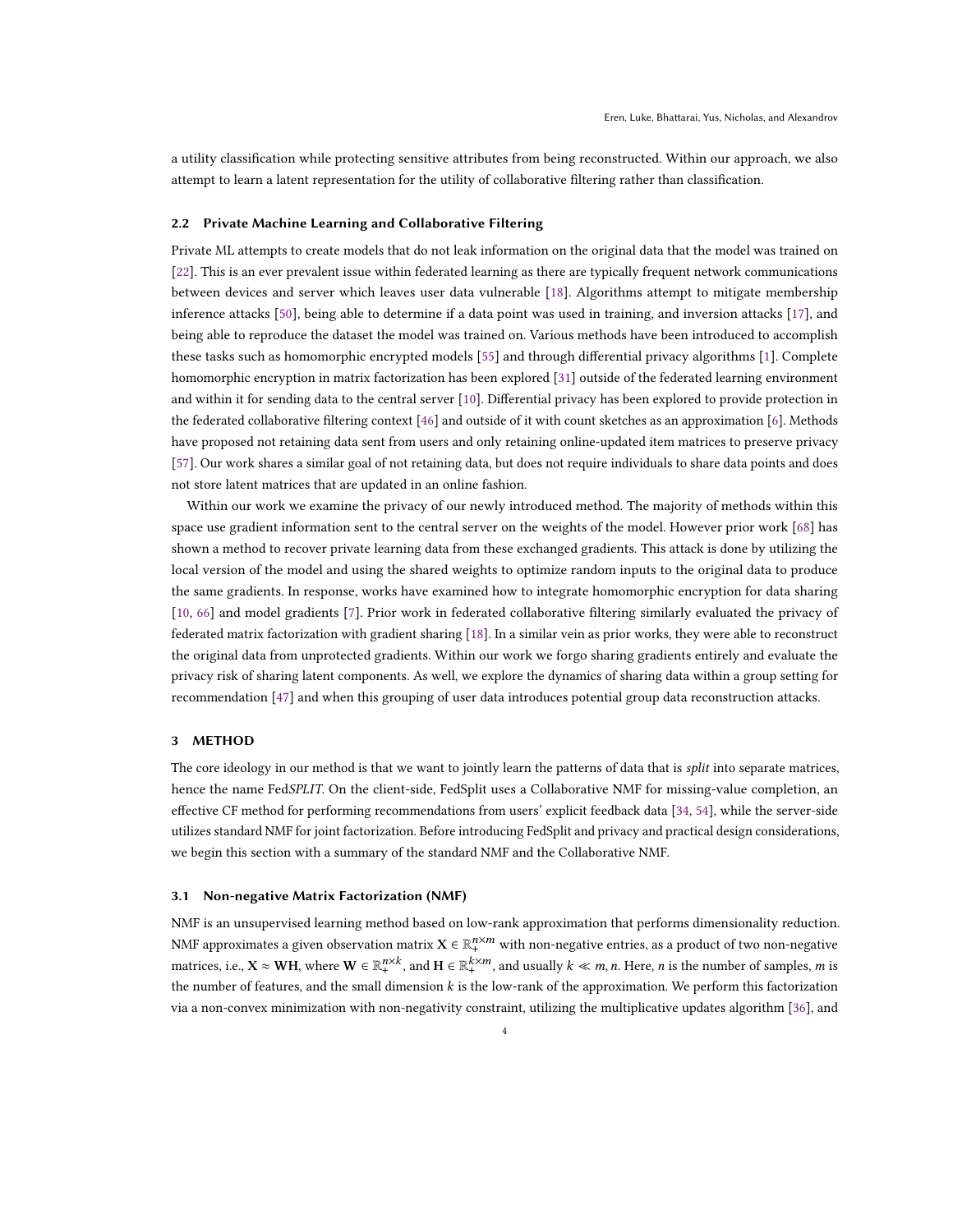a utility classification while protecting sensitive attributes from being reconstructed. Within our approach, we also attempt to learn a latent representation for the utility of collaborative filtering rather than classification.

### 2.2 Private Machine Learning and Collaborative Filtering

Private ML attempts to create models that do not leak information on the original data that the model was trained on [22]. This is an ever prevalent issue within federated learning as there are typically frequent network communications between devices and server which leaves user data vulnerable [18]. Algorithms attempt to mitigate membership inference attacks [50], being able to determine if a data point was used in training, and inversion attacks [17], and being able to reproduce the dataset the model was trained on. Various methods have been introduced to accomplish these tasks such as homomorphic encrypted models [55] and through differential privacy algorithms [1]. Complete homomorphic encryption in matrix factorization has been explored [31] outside of the federated learning environment and within it for sending data to the central server [10]. Differential privacy has been explored to provide protection in the federated collaborative filtering context [46] and outside of it with count sketches as an approximation [6]. Methods have proposed not retaining data sent from users and only retaining online-updated item matrices to preserve privacy [57]. Our work shares a similar goal of not retaining data, but does not require individuals to share data points and does not store latent matrices that are updated in an online fashion.

Within our work we examine the privacy of our newly introduced method. The majority of methods within this space use gradient information sent to the central server on the weights of the model. However prior work [68] has shown a method to recover private learning data from these exchanged gradients. This attack is done by utilizing the local version of the model and using the shared weights to optimize random inputs to the original data to produce the same gradients. In response, works have examined how to integrate homomorphic encryption for data sharing [10, 66] and model gradients [7]. Prior work in federated collaborative filtering similarly evaluated the privacy of federated matrix factorization with gradient sharing [18]. In a similar vein as prior works, they were able to reconstruct the original data from unprotected gradients. Within our work we forgo sharing gradients entirely and evaluate the privacy risk of sharing latent components. As well, we explore the dynamics of sharing data within a group setting for recommendation [47] and when this grouping of user data introduces potential group data reconstruction attacks.

## 3 METHOD

The core ideology in our method is that we want to jointly learn the patterns of data that is *split* into separate matrices, hence the name Fed*SPLIT*. On the client-side, FedSplit uses a Collaborative NMF for missing-value completion, an effective CF method for performing recommendations from users' explicit feedback data [34, 54], while the server-side utilizes standard NMF for joint factorization. Before introducing FedSplit and privacy and practical design considerations, we begin this section with a summary of the standard NMF and the Collaborative NMF.

### 3.1 Non-negative Matrix Factorization (NMF)

NMF is an unsupervised learning method based on low-rank approximation that performs dimensionality reduction. NMF approximates a given observation matrix $\mathbf{X} \in \mathbb{R}_{+}^{n \times m}$ with non-negative entries, as a product of two non-negative matrices, i.e., $\mathbf{X} \approx \mathbf{W}\mathbf{H}$, where $\mathbf{W} \in \mathbb{R}_{+}^{n \times k}$, and $\mathbf{H} \in \mathbb{R}_{+}^{k \times m}$, and usually $k \ll m, n$. Here, $n$ is the number of samples, $m$ is the number of features, and the small dimension $k$ is the low-rank of the approximation. We perform this factorization via a non-convex minimization with non-negativity constraint, utilizing the multiplicative updates algorithm [36], and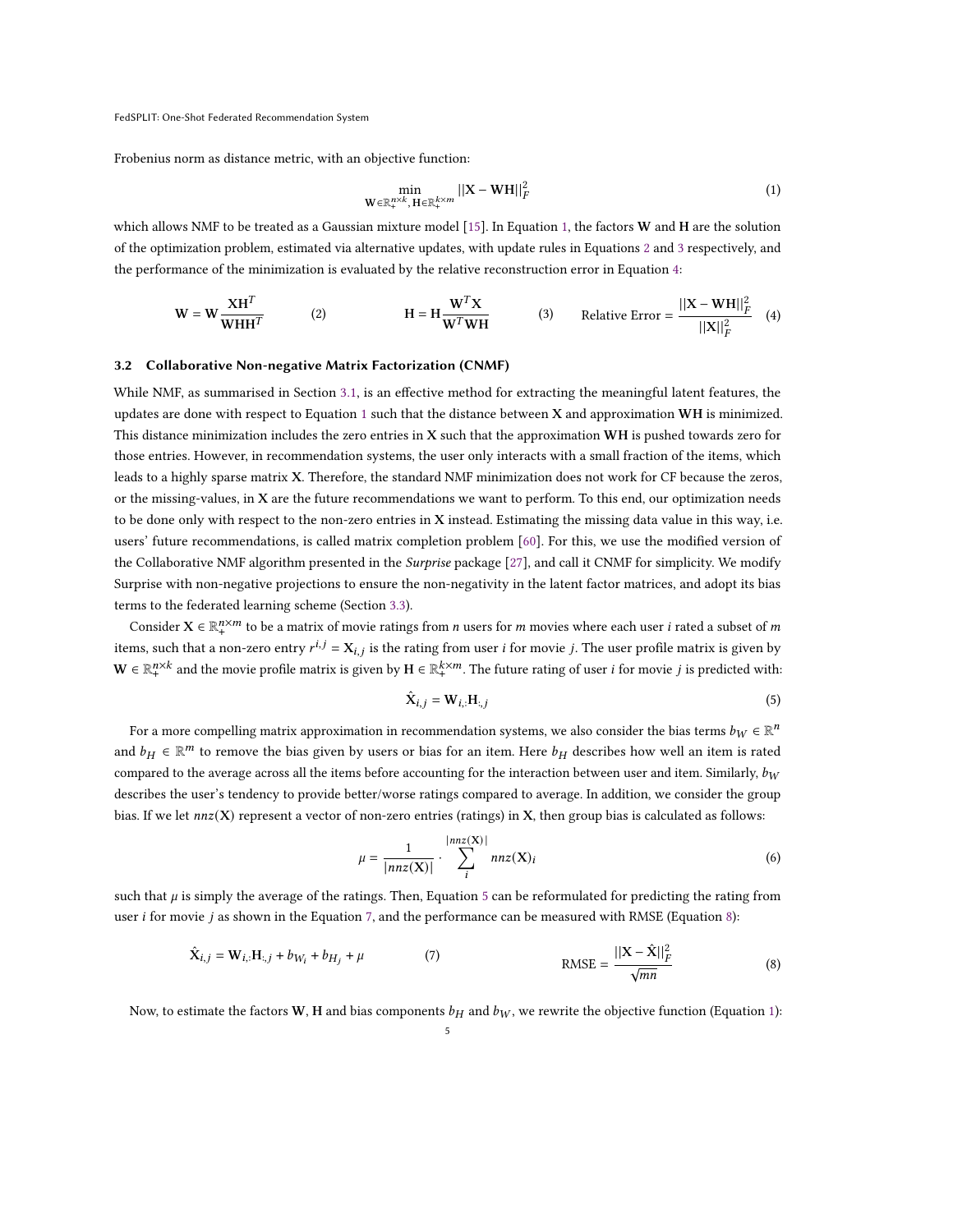Frobenius norm as distance metric, with an objective function:

$$\min_{\mathbf{W} \in \mathbb{R}_+^{n \times k}, \mathbf{H} \in \mathbb{R}_+^{k \times m}} ||\mathbf{X} - \mathbf{W}\mathbf{H}||_F^2 \tag{1}$$

which allows NMF to be treated as a Gaussian mixture model [15]. In Equation 1, the factors $\mathbf{W}$ and $\mathbf{H}$ are the solution of the optimization problem, estimated via alternative updates, with update rules in Equations 2 and 3 respectively, and the performance of the minimization is evaluated by the relative reconstruction error in Equation 4:

$$\mathbf{W} = \mathbf{W}\frac{\mathbf{X}\mathbf{H}^T}{\mathbf{W}\mathbf{H}\mathbf{H}^T} \tag{2}$$

$$\mathbf{H} = \mathbf{H}\frac{\mathbf{W}^T\mathbf{X}}{\mathbf{W}^T\mathbf{W}\mathbf{H}} \tag{3}$$

$$\text{Relative Error} = \frac{||\mathbf{X} - \mathbf{W}\mathbf{H}||_F^2}{||\mathbf{X}||_F^2} \tag{4}$$

### 3.2 Collaborative Non-negative Matrix Factorization (CNMF)

While NMF, as summarised in Section 3.1, is an effective method for extracting the meaningful latent features, the updates are done with respect to Equation 1 such that the distance between $\mathbf{X}$ and approximation $\mathbf{W}\mathbf{H}$ is minimized. This distance minimization includes the zero entries in $\mathbf{X}$ such that the approximation $\mathbf{W}\mathbf{H}$ is pushed towards zero for those entries. However, in recommendation systems, the user only interacts with a small fraction of the items, which leads to a highly sparse matrix $\mathbf{X}$. Therefore, the standard NMF minimization does not work for CF because the zeros, or the missing-values, in $\mathbf{X}$ are the future recommendations we want to perform. To this end, our optimization needs to be done only with respect to the non-zero entries in $\mathbf{X}$ instead. Estimating the missing data value in this way, i.e. users' future recommendations, is called matrix completion problem [60]. For this, we use the modified version of the Collaborative NMF algorithm presented in the *Surprise* package [27], and call it CNMF for simplicity. We modify Surprise with non-negative projections to ensure the non-negativity in the latent factor matrices, and adopt its bias terms to the federated learning scheme (Section 3.3).

Consider $\mathbf{X} \in \mathbb{R}_+^{n \times m}$ to be a matrix of movie ratings from $n$ users for $m$ movies where each user $i$ rated a subset of $m$ items, such that a non-zero entry $r^{i,j} = \mathbf{X}_{i,j}$ is the rating from user $i$ for movie $j$. The user profile matrix is given by $\mathbf{W} \in \mathbb{R}_+^{n \times k}$ and the movie profile matrix is given by $\mathbf{H} \in \mathbb{R}_+^{k \times m}$. The future rating of user $i$ for movie $j$ is predicted with:

$$\hat{\mathbf{X}}_{i,j} = \mathbf{W}_{i,:}\mathbf{H}_{:,j} \tag{5}$$

For a more compelling matrix approximation in recommendation systems, we also consider the bias terms $b_W \in \mathbb{R}^n$ and $b_H \in \mathbb{R}^m$ to remove the bias given by users or bias for an item. Here $b_H$ describes how well an item is rated compared to the average across all the items before accounting for the interaction between user and item. Similarly, $b_W$ describes the user's tendency to provide better/worse ratings compared to average. In addition, we consider the group bias. If we let $nnz(\mathbf{X})$ represent a vector of non-zero entries (ratings) in $\mathbf{X}$, then group bias is calculated as follows:

$$\mu = \frac{1}{|nnz(\mathbf{X})|} \cdot \sum_{i}^{|nnz(\mathbf{X})|} nnz(\mathbf{X})_i \tag{6}$$

such that $\mu$ is simply the average of the ratings. Then, Equation 5 can be reformulated for predicting the rating from user $i$ for movie $j$ as shown in the Equation 7, and the performance can be measured with RMSE (Equation 8):

$$\hat{\mathbf{X}}_{i,j} = \mathbf{W}_{i,:}\mathbf{H}_{:,j} + b_{W_i} + b_{H_j} + \mu \tag{7}$$

$$\text{RMSE} = \frac{||\mathbf{X} - \hat{\mathbf{X}}||_F^2}{\sqrt{mn}} \tag{8}$$

Now, to estimate the factors $\mathbf{W}$, $\mathbf{H}$ and bias components $b_H$ and $b_W$, we rewrite the objective function (Equation 1):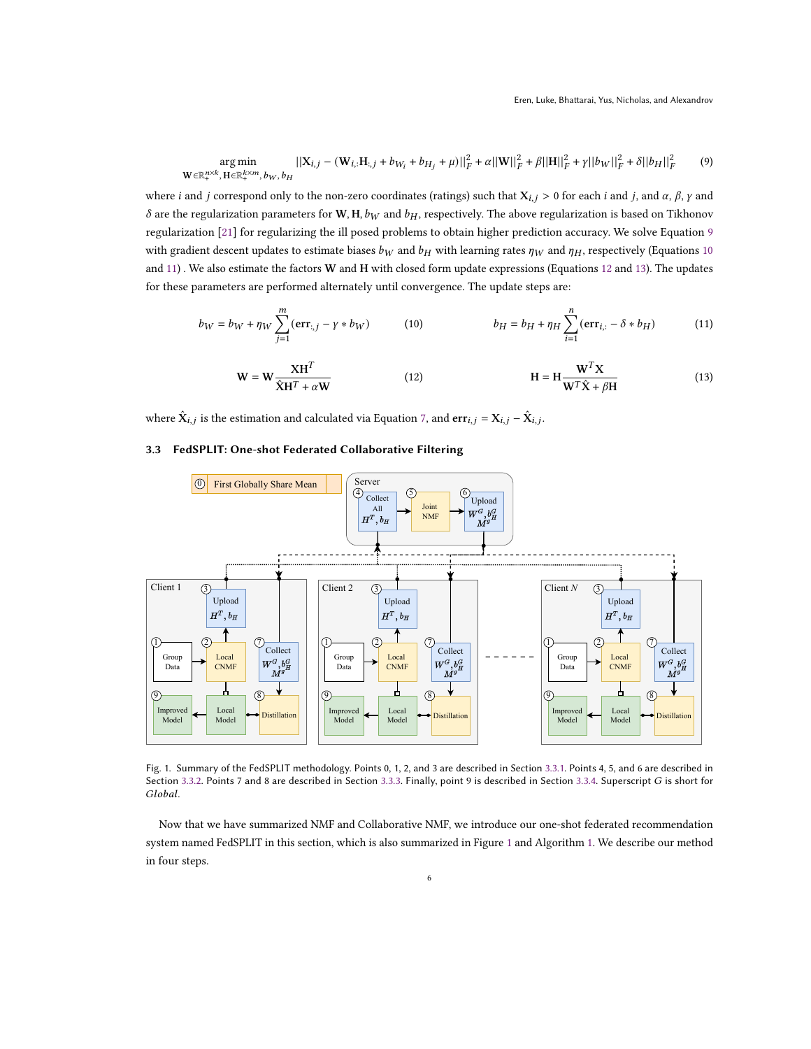$$\underset{\mathbf{W}\in\mathbb{R}_+^{n\times k},\,\mathbf{H}\in\mathbb{R}_+^{k\times m},\,b_W,\,b_H}{\arg\min} \quad ||\mathbf{X}_{i,j} - (\mathbf{W}_{i,:}\mathbf{H}_{:,j} + b_{W_i} + b_{H_j} + \mu)||_F^2 + \alpha||\mathbf{W}||_F^2 + \beta||\mathbf{H}||_F^2 + \gamma||b_W||_F^2 + \delta||b_H||_F^2 \tag{9}$$

where $i$ and $j$ correspond only to the non-zero coordinates (ratings) such that $\mathbf{X}_{i,j} > 0$ for each $i$ and $j$, and $\alpha$, $\beta$, $\gamma$ and $\delta$ are the regularization parameters for $\mathbf{W}, \mathbf{H}, b_W$ and $b_H$, respectively. The above regularization is based on Tikhonov regularization [21] for regularizing the ill posed problems to obtain higher prediction accuracy. We solve Equation 9 with gradient descent updates to estimate biases $b_W$ and $b_H$ with learning rates $\eta_W$ and $\eta_H$, respectively (Equations 10 and 11) . We also estimate the factors $\mathbf{W}$ and $\mathbf{H}$ with closed form update expressions (Equations 12 and 13). The updates for these parameters are performed alternately until convergence. The update steps are:

$$b_W = b_W + \eta_W \sum_{j=1}^{m} (\mathbf{err}_{:,j} - \gamma * b_W) \tag{10}$$

$$b_H = b_H + \eta_H \sum_{i=1}^{n} (\mathbf{err}_{i,:} - \delta * b_H) \tag{11}$$

$$\mathbf{W} = \mathbf{W}\frac{\mathbf{X}\mathbf{H}^T}{\hat{\mathbf{X}}\mathbf{H}^T + \alpha\mathbf{W}} \tag{12}$$

$$\mathbf{H} = \mathbf{H}\frac{\mathbf{W}^T\mathbf{X}}{\mathbf{W}^T\hat{\mathbf{X}} + \beta\mathbf{H}} \tag{13}$$

where $\hat{\mathbf{X}}_{i,j}$ is the estimation and calculated via Equation 7, and $\mathbf{err}_{i,j} = \mathbf{X}_{i,j} - \hat{\mathbf{X}}_{i,j}$.

### 3.3 FedSPLIT: One-shot Federated Collaborative Filtering

Fig. 1. Summary of the FedSPLIT methodology. Points 0, 1, 2, and 3 are described in Section 3.3.1. Points 4, 5, and 6 are described in Section 3.3.2. Points 7 and 8 are described in Section 3.3.3. Finally, point 9 is described in Section 3.3.4. Superscript $G$ is short for *Global*.

Now that we have summarized NMF and Collaborative NMF, we introduce our one-shot federated recommendation system named FedSPLIT in this section, which is also summarized in Figure 1 and Algorithm 1. We describe our method in four steps.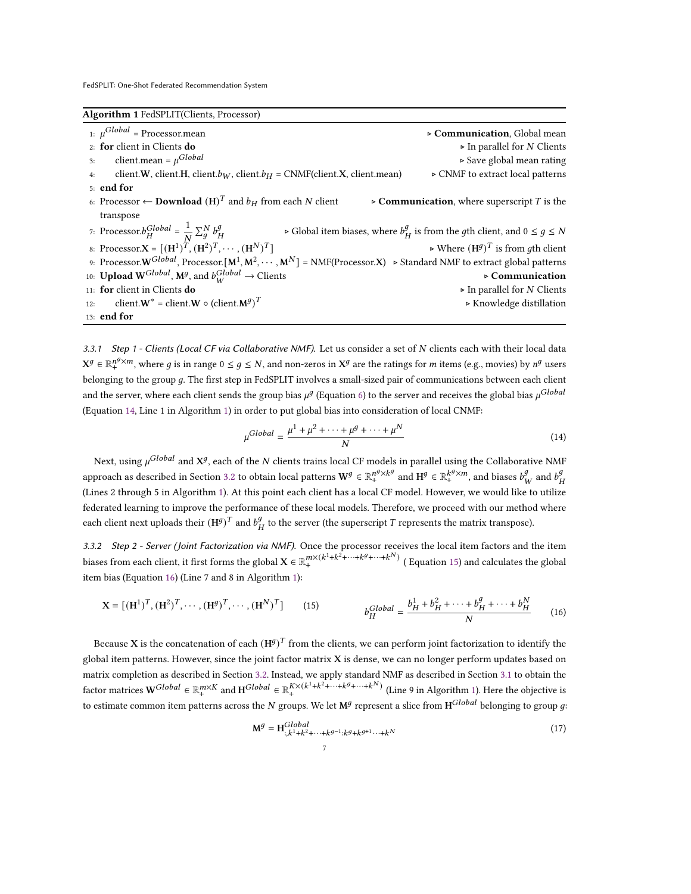**Algorithm 1** FedSPLIT(Clients, Processor)

```
1:  μ^Global = Processor.mean                                          ▷ Communication, Global mean
2:  for client in Clients do                                           ▷ In parallel for N Clients
3:      client.mean = μ^Global                                         ▷ Save global mean rating
4:      client.W, client.H, client.b_W, client.b_H = CNMF(client.X, client.mean)   ▷ CNMF to extract local patterns
5:  end for
6:  Processor ← Download (H)^T and b_H from each N client    ▷ Communication, where superscript T is the transpose
7:  Processor.b_H^Global = (1/N) Σ_g^N b_H^g          ▷ Global item biases, where b_H^g is from the gth client, and 0 ≤ g ≤ N
8:  Processor.X = [(H^1)^T, (H^2)^T, ···, (H^N)^T]                     ▷ Where (H^g)^T is from gth client
9:  Processor.W^Global, Processor.[M^1, M^2, ···, M^N] = NMF(Processor.X)   ▷ Standard NMF to extract global patterns
10: Upload W^Global, M^g, and b_W^Global → Clients                      ▷ Communication
11: for client in Clients do                                           ▷ In parallel for N Clients
12:     client.W* = client.W ∘ (client.M^g)^T                           ▷ Knowledge distillation
13: end for
```

*3.3.1 Step 1 - Clients (Local CF via Collaborative NMF).* Let us consider a set of $N$ clients each with their local data $\mathbf{X}^g \in \mathbb{R}_+^{n^g \times m}$, where $g$ is in range $0 \le g \le N$, and non-zeros in $\mathbf{X}^g$ are the ratings for $m$ items (e.g., movies) by $n^g$ users belonging to the group $g$. The first step in FedSPLIT involves a small-sized pair of communications between each client and the server, where each client sends the group bias $\mu^g$ (Equation 6) to the server and receives the global bias $\mu^{Global}$ (Equation 14, Line 1 in Algorithm 1) in order to put global bias into consideration of local CNMF:

$$\mu^{Global} = \frac{\mu^1 + \mu^2 + \cdots + \mu^g + \cdots + \mu^N}{N} \tag{14}$$

Next, using $\mu^{Global}$ and $\mathbf{X}^g$, each of the $N$ clients trains local CF models in parallel using the Collaborative NMF approach as described in Section 3.2 to obtain local patterns $\mathbf{W}^g \in \mathbb{R}_+^{n^g \times k^g}$ and $\mathbf{H}^g \in \mathbb{R}_+^{k^g \times m}$, and biases $b_W^g$ and $b_H^g$ (Lines 2 through 5 in Algorithm 1). At this point each client has a local CF model. However, we would like to utilize federated learning to improve the performance of these local models. Therefore, we proceed with our method where each client next uploads their $(\mathbf{H}^g)^T$ and $b_H^g$ to the server (the superscript $T$ represents the matrix transpose).

*3.3.2 Step 2 - Server (Joint Factorization via NMF).* Once the processor receives the local item factors and the item biases from each client, it first forms the global $\mathbf{X} \in \mathbb{R}_+^{m \times (k^1+k^2+\cdots+k^g+\cdots+k^N)}$ ( Equation 15) and calculates the global item bias (Equation 16) (Line 7 and 8 in Algorithm 1):

$$\mathbf{X} = [(\mathbf{H}^1)^T, (\mathbf{H}^2)^T, \cdots, (\mathbf{H}^g)^T, \cdots, (\mathbf{H}^N)^T] \tag{15}$$

$$b_H^{Global} = \frac{b_H^1 + b_H^2 + \cdots + b_H^g + \cdots + b_H^N}{N} \tag{16}$$

Because $\mathbf{X}$ is the concatenation of each $(\mathbf{H}^g)^T$ from the clients, we can perform joint factorization to identify the global item patterns. However, since the joint factor matrix $\mathbf{X}$ is dense, we can no longer perform updates based on matrix completion as described in Section 3.2. Instead, we apply standard NMF as described in Section 3.1 to obtain the factor matrices $\mathbf{W}^{Global} \in \mathbb{R}_+^{m \times K}$ and $\mathbf{H}^{Global} \in \mathbb{R}_+^{K \times (k^1+k^2+\cdots+k^g+\cdots+k^N)}$ (Line 9 in Algorithm 1). Here the objective is to estimate common item patterns across the $N$ groups. We let $\mathbf{M}^g$ represent a slice from $\mathbf{H}^{Global}$ belonging to group $g$:

$$\mathbf{M}^g = \mathbf{H}^{Global}_{:,k^1+k^2+\cdots+k^{g-1}:k^g+k^{g+1}\cdots+k^N} \tag{17}$$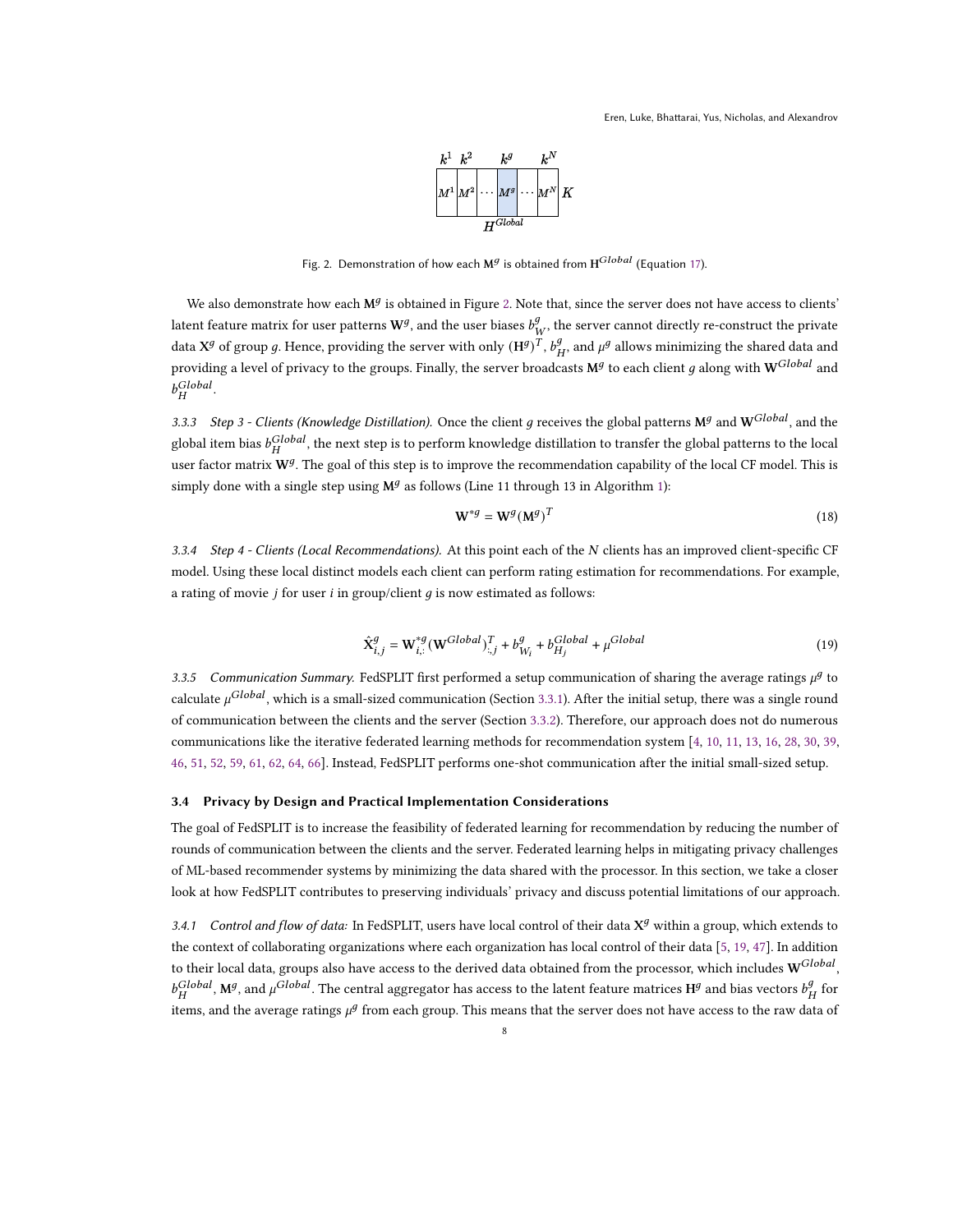Fig. 2. Demonstration of how each $\mathbf{M}^g$ is obtained from $\mathbf{H}^{Global}$ (Equation 17).

We also demonstrate how each $\mathbf{M}^g$ is obtained in Figure 2. Note that, since the server does not have access to clients' latent feature matrix for user patterns $\mathbf{W}^g$, and the user biases $b^g_W$, the server cannot directly re-construct the private data $\mathbf{X}^g$ of group $g$. Hence, providing the server with only $(\mathbf{H}^g)^T$, $b^g_H$, and $\mu^g$ allows minimizing the shared data and providing a level of privacy to the groups. Finally, the server broadcasts $\mathbf{M}^g$ to each client $g$ along with $\mathbf{W}^{Global}$ and $b^{Global}_H$.

*3.3.3 Step 3 - Clients (Knowledge Distillation).* Once the client $g$ receives the global patterns $\mathbf{M}^g$ and $\mathbf{W}^{Global}$, and the global item bias $b^{Global}_H$, the next step is to perform knowledge distillation to transfer the global patterns to the local user factor matrix $\mathbf{W}^g$. The goal of this step is to improve the recommendation capability of the local CF model. This is simply done with a single step using $\mathbf{M}^g$ as follows (Line 11 through 13 in Algorithm 1):

$$\mathbf{W}^{*g} = \mathbf{W}^g(\mathbf{M}^g)^T \tag{18}$$

*3.3.4 Step 4 - Clients (Local Recommendations).* At this point each of the $N$ clients has an improved client-specific CF model. Using these local distinct models each client can perform rating estimation for recommendations. For example, a rating of movie $j$ for user $i$ in group/client $g$ is now estimated as follows:

$$\hat{\mathbf{X}}^g_{i,j} = \mathbf{W}^{*g}_{i,:}(\mathbf{W}^{Global})^T_{:,j} + b^g_{W_i} + b^{Global}_{H_j} + \mu^{Global} \tag{19}$$

*3.3.5 Communication Summary.* FedSPLIT first performed a setup communication of sharing the average ratings $\mu^g$ to calculate $\mu^{Global}$, which is a small-sized communication (Section 3.3.1). After the initial setup, there was a single round of communication between the clients and the server (Section 3.3.2). Therefore, our approach does not do numerous communications like the iterative federated learning methods for recommendation system [4, 10, 11, 13, 16, 28, 30, 39, 46, 51, 52, 59, 61, 62, 64, 66]. Instead, FedSPLIT performs one-shot communication after the initial small-sized setup.

### 3.4 Privacy by Design and Practical Implementation Considerations

The goal of FedSPLIT is to increase the feasibility of federated learning for recommendation by reducing the number of rounds of communication between the clients and the server. Federated learning helps in mitigating privacy challenges of ML-based recommender systems by minimizing the data shared with the processor. In this section, we take a closer look at how FedSPLIT contributes to preserving individuals' privacy and discuss potential limitations of our approach.

*3.4.1 Control and flow of data:* In FedSPLIT, users have local control of their data $\mathbf{X}^g$ within a group, which extends to the context of collaborating organizations where each organization has local control of their data [5, 19, 47]. In addition to their local data, groups also have access to the derived data obtained from the processor, which includes $\mathbf{W}^{Global}$, $b^{Global}_H$, $\mathbf{M}^g$, and $\mu^{Global}$. The central aggregator has access to the latent feature matrices $\mathbf{H}^g$ and bias vectors $b^g_H$ for items, and the average ratings $\mu^g$ from each group. This means that the server does not have access to the raw data of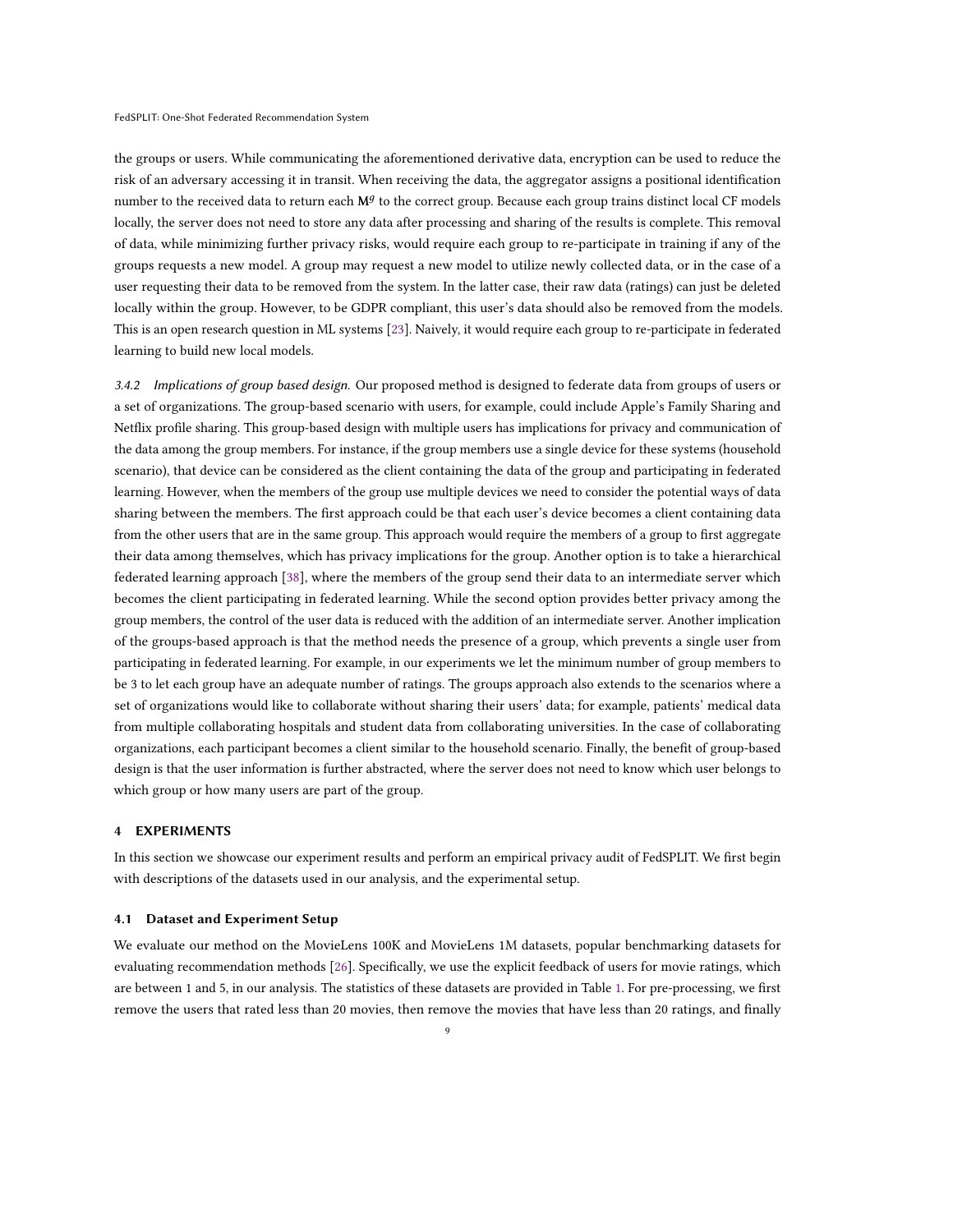the groups or users. While communicating the aforementioned derivative data, encryption can be used to reduce the risk of an adversary accessing it in transit. When receiving the data, the aggregator assigns a positional identification number to the received data to return each $\mathbf{M}^g$ to the correct group. Because each group trains distinct local CF models locally, the server does not need to store any data after processing and sharing of the results is complete. This removal of data, while minimizing further privacy risks, would require each group to re-participate in training if any of the groups requests a new model. A group may request a new model to utilize newly collected data, or in the case of a user requesting their data to be removed from the system. In the latter case, their raw data (ratings) can just be deleted locally within the group. However, to be GDPR compliant, this user's data should also be removed from the models. This is an open research question in ML systems [23]. Naively, it would require each group to re-participate in federated learning to build new local models.

*3.4.2 Implications of group based design.* Our proposed method is designed to federate data from groups of users or a set of organizations. The group-based scenario with users, for example, could include Apple's Family Sharing and Netflix profile sharing. This group-based design with multiple users has implications for privacy and communication of the data among the group members. For instance, if the group members use a single device for these systems (household scenario), that device can be considered as the client containing the data of the group and participating in federated learning. However, when the members of the group use multiple devices we need to consider the potential ways of data sharing between the members. The first approach could be that each user's device becomes a client containing data from the other users that are in the same group. This approach would require the members of a group to first aggregate their data among themselves, which has privacy implications for the group. Another option is to take a hierarchical federated learning approach [38], where the members of the group send their data to an intermediate server which becomes the client participating in federated learning. While the second option provides better privacy among the group members, the control of the user data is reduced with the addition of an intermediate server. Another implication of the groups-based approach is that the method needs the presence of a group, which prevents a single user from participating in federated learning. For example, in our experiments we let the minimum number of group members to be 3 to let each group have an adequate number of ratings. The groups approach also extends to the scenarios where a set of organizations would like to collaborate without sharing their users' data; for example, patients' medical data from multiple collaborating hospitals and student data from collaborating universities. In the case of collaborating organizations, each participant becomes a client similar to the household scenario. Finally, the benefit of group-based design is that the user information is further abstracted, where the server does not need to know which user belongs to which group or how many users are part of the group.

## 4 EXPERIMENTS

In this section we showcase our experiment results and perform an empirical privacy audit of FedSPLIT. We first begin with descriptions of the datasets used in our analysis, and the experimental setup.

### 4.1 Dataset and Experiment Setup

We evaluate our method on the MovieLens 100K and MovieLens 1M datasets, popular benchmarking datasets for evaluating recommendation methods [26]. Specifically, we use the explicit feedback of users for movie ratings, which are between 1 and 5, in our analysis. The statistics of these datasets are provided in Table 1. For pre-processing, we first remove the users that rated less than 20 movies, then remove the movies that have less than 20 ratings, and finally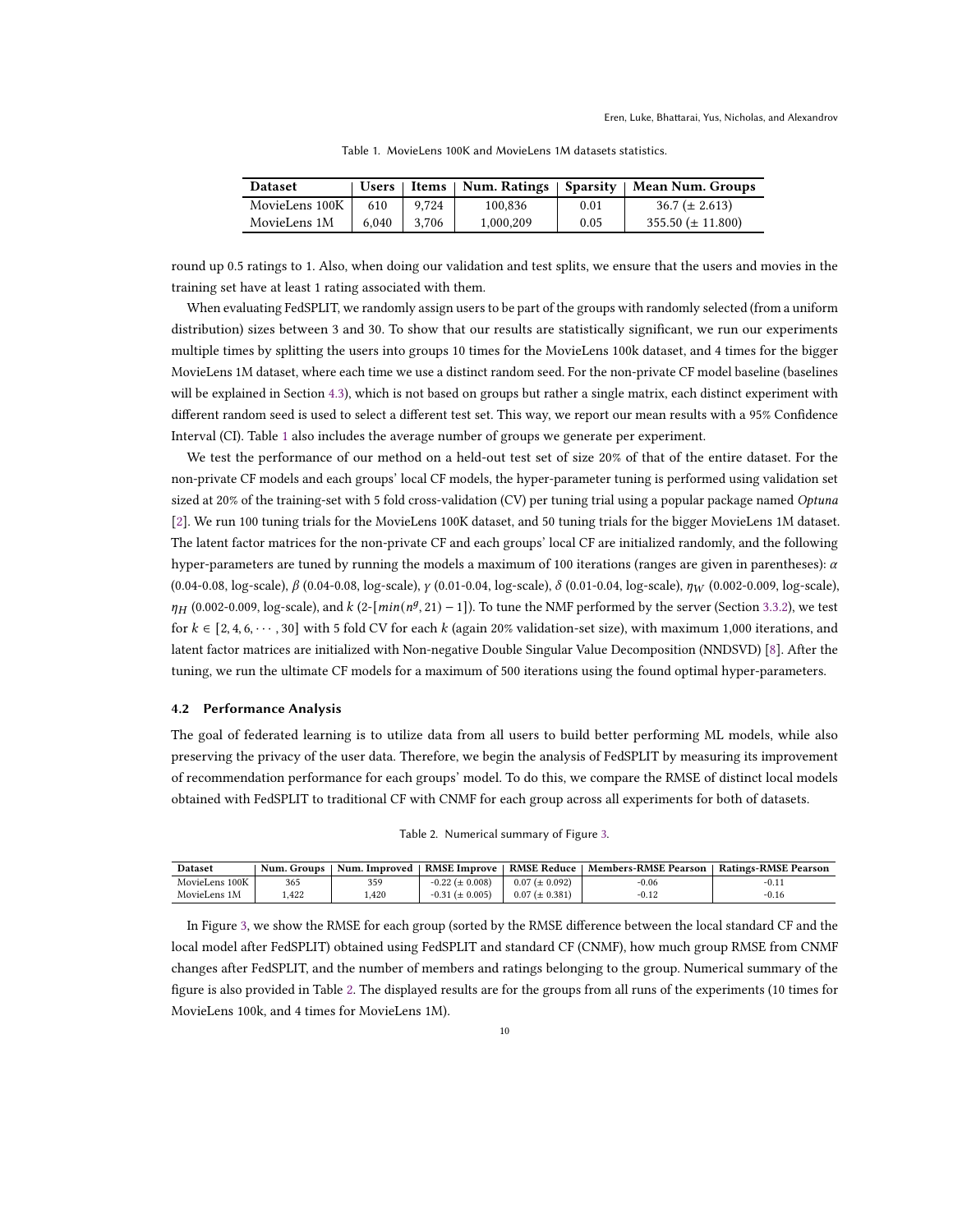Table 1. MovieLens 100K and MovieLens 1M datasets statistics.

| Dataset | Users | Items | Num. Ratings | Sparsity | Mean Num. Groups |
|---|---|---|---|---|---|
| MovieLens 100K | 610 | 9,724 | 100,836 | 0.01 | 36.7 ($\pm$ 2.613) |
| MovieLens 1M | 6,040 | 3,706 | 1,000,209 | 0.05 | 355.50 ($\pm$ 11.800) |

round up 0.5 ratings to 1. Also, when doing our validation and test splits, we ensure that the users and movies in the training set have at least 1 rating associated with them.

When evaluating FedSPLIT, we randomly assign users to be part of the groups with randomly selected (from a uniform distribution) sizes between 3 and 30. To show that our results are statistically significant, we run our experiments multiple times by splitting the users into groups 10 times for the MovieLens 100k dataset, and 4 times for the bigger MovieLens 1M dataset, where each time we use a distinct random seed. For the non-private CF model baseline (baselines will be explained in Section 4.3), which is not based on groups but rather a single matrix, each distinct experiment with different random seed is used to select a different test set. This way, we report our mean results with a 95% Confidence Interval (CI). Table 1 also includes the average number of groups we generate per experiment.

We test the performance of our method on a held-out test set of size 20% of that of the entire dataset. For the non-private CF models and each groups' local CF models, the hyper-parameter tuning is performed using validation set sized at 20% of the training-set with 5 fold cross-validation (CV) per tuning trial using a popular package named *Optuna* [2]. We run 100 tuning trials for the MovieLens 100K dataset, and 50 tuning trials for the bigger MovieLens 1M dataset. The latent factor matrices for the non-private CF and each groups' local CF are initialized randomly, and the following hyper-parameters are tuned by running the models a maximum of 100 iterations (ranges are given in parentheses): $\alpha$ (0.04-0.08, log-scale), $\beta$ (0.04-0.08, log-scale), $\gamma$ (0.01-0.04, log-scale), $\delta$ (0.01-0.04, log-scale), $\eta_W$ (0.002-0.009, log-scale), $\eta_H$ (0.002-0.009, log-scale), and $k$ (2-$[min(n^g, 21) - 1]$). To tune the NMF performed by the server (Section 3.3.2), we test for $k \in [2, 4, 6, \cdots, 30]$ with 5 fold CV for each $k$ (again 20% validation-set size), with maximum 1,000 iterations, and latent factor matrices are initialized with Non-negative Double Singular Value Decomposition (NNDSVD) [8]. After the tuning, we run the ultimate CF models for a maximum of 500 iterations using the found optimal hyper-parameters.

### 4.2 Performance Analysis

The goal of federated learning is to utilize data from all users to build better performing ML models, while also preserving the privacy of the user data. Therefore, we begin the analysis of FedSPLIT by measuring its improvement of recommendation performance for each groups' model. To do this, we compare the RMSE of distinct local models obtained with FedSPLIT to traditional CF with CNMF for each group across all experiments for both of datasets.

Table 2. Numerical summary of Figure 3.

| Dataset | Num. Groups | Num. Improved | RMSE Improve | RMSE Reduce | Members-RMSE Pearson | Ratings-RMSE Pearson |
|---|---|---|---|---|---|---|
| MovieLens 100K | 365 | 359 | -0.22 ($\pm$ 0.008) | 0.07 ($\pm$ 0.092) | -0.06 | -0.11 |
| MovieLens 1M | 1,422 | 1,420 | -0.31 ($\pm$ 0.005) | 0.07 ($\pm$ 0.381) | -0.12 | -0.16 |

In Figure 3, we show the RMSE for each group (sorted by the RMSE difference between the local standard CF and the local model after FedSPLIT) obtained using FedSPLIT and standard CF (CNMF), how much group RMSE from CNMF changes after FedSPLIT, and the number of members and ratings belonging to the group. Numerical summary of the figure is also provided in Table 2. The displayed results are for the groups from all runs of the experiments (10 times for MovieLens 100k, and 4 times for MovieLens 1M).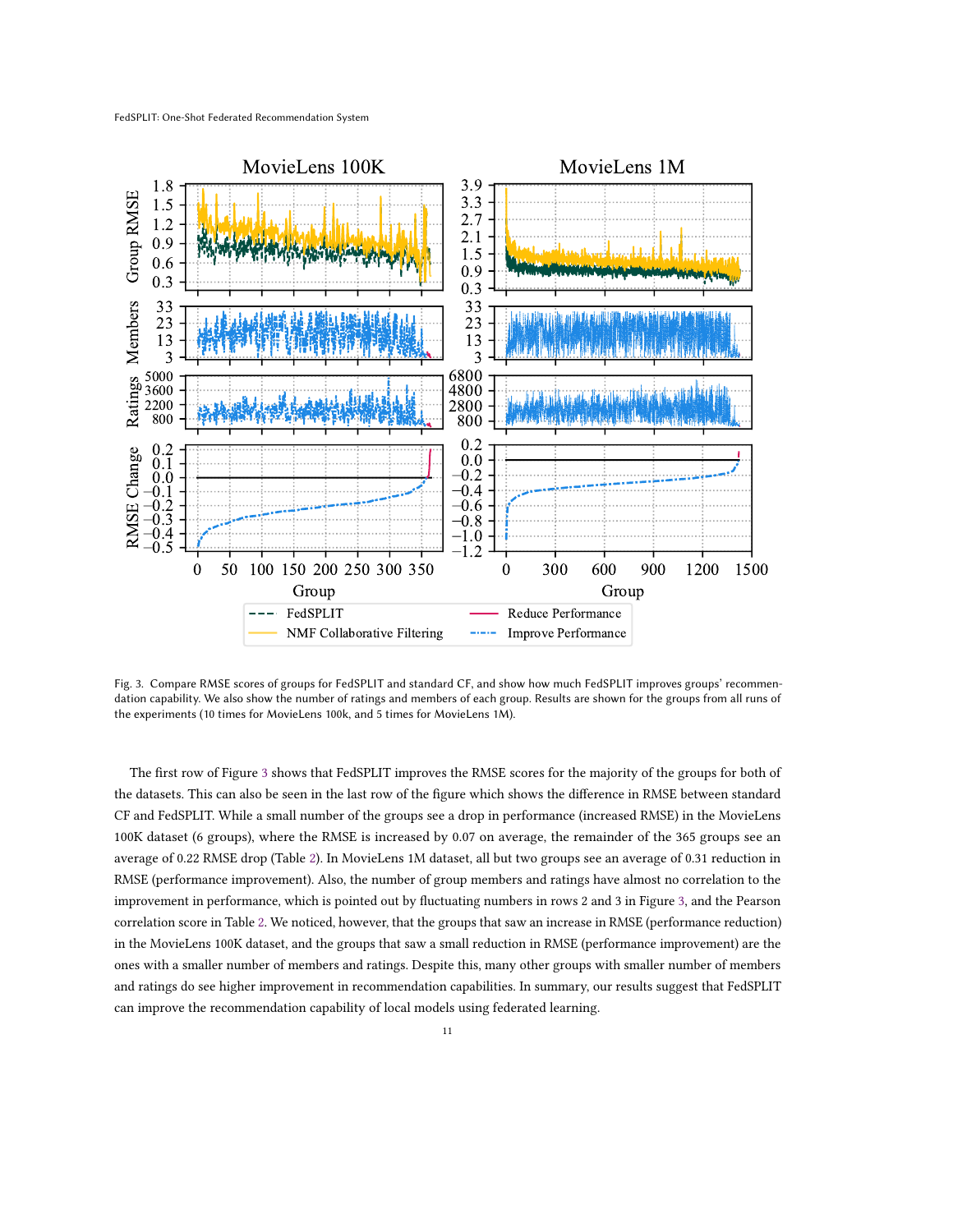Fig. 3. Compare RMSE scores of groups for FedSPLIT and standard CF, and show how much FedSPLIT improves groups' recommendation capability. We also show the number of ratings and members of each group. Results are shown for the groups from all runs of the experiments (10 times for MovieLens 100k, and 5 times for MovieLens 1M).

The first row of Figure 3 shows that FedSPLIT improves the RMSE scores for the majority of the groups for both of the datasets. This can also be seen in the last row of the figure which shows the difference in RMSE between standard CF and FedSPLIT. While a small number of the groups see a drop in performance (increased RMSE) in the MovieLens 100K dataset (6 groups), where the RMSE is increased by 0.07 on average, the remainder of the 365 groups see an average of 0.22 RMSE drop (Table 2). In MovieLens 1M dataset, all but two groups see an average of 0.31 reduction in RMSE (performance improvement). Also, the number of group members and ratings have almost no correlation to the improvement in performance, which is pointed out by fluctuating numbers in rows 2 and 3 in Figure 3, and the Pearson correlation score in Table 2. We noticed, however, that the groups that saw an increase in RMSE (performance reduction) in the MovieLens 100K dataset, and the groups that saw a small reduction in RMSE (performance improvement) are the ones with a smaller number of members and ratings. Despite this, many other groups with smaller number of members and ratings do see higher improvement in recommendation capabilities. In summary, our results suggest that FedSPLIT can improve the recommendation capability of local models using federated learning.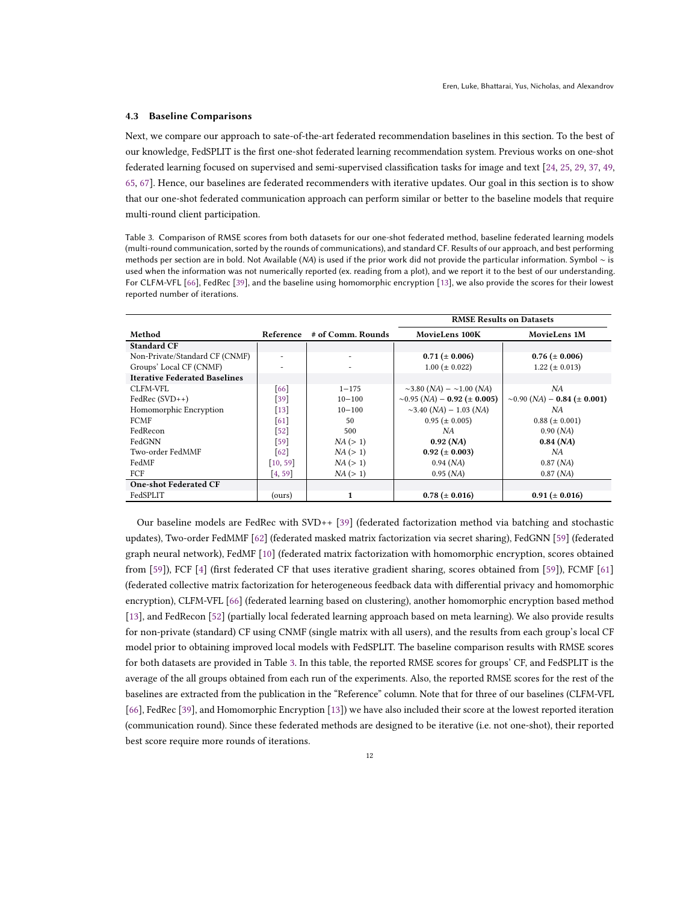### 4.3 Baseline Comparisons

Next, we compare our approach to sate-of-the-art federated recommendation baselines in this section. To the best of our knowledge, FedSPLIT is the first one-shot federated learning recommendation system. Previous works on one-shot federated learning focused on supervised and semi-supervised classification tasks for image and text [24, 25, 29, 37, 49, 65, 67]. Hence, our baselines are federated recommenders with iterative updates. Our goal in this section is to show that our one-shot federated communication approach can perform similar or better to the baseline models that require multi-round client participation.

Table 3. Comparison of RMSE scores from both datasets for our one-shot federated method, baseline federated learning models (multi-round communication, sorted by the rounds of communications), and standard CF. Results of our approach, and best performing methods per section are in bold. Not Available (*NA*) is used if the prior work did not provide the particular information. Symbol ∼ is used when the information was not numerically reported (ex. reading from a plot), and we report it to the best of our understanding. For CLFM-VFL [66], FedRec [39], and the baseline using homomorphic encryption [13], we also provide the scores for their lowest reported number of iterations.

| Method | Reference | # of Comm. Rounds | RMSE Results on Datasets | |
|---|---|---|---|---|
| | | | MovieLens 100K | MovieLens 1M |
| **Standard CF** | | | | |
| Non-Private/Standard CF (CNMF) | - | - | **0.71 (± 0.006)** | **0.76 (± 0.006)** |
| Groups' Local CF (CNMF) | - | - | 1.00 (± 0.022) | 1.22 (± 0.013) |
| **Iterative Federated Baselines** | | | | |
| CLFM-VFL | [66] | 1−175 | ∼3.80 (*NA*) − ∼1.00 (*NA*) | *NA* |
| FedRec (SVD++) | [39] | 10−100 | ∼0.95 (*NA*) − **0.92 (± 0.005)** | ∼0.90 (*NA*) − **0.84 (± 0.001)** |
| Homomorphic Encryption | [13] | 10−100 | ∼3.40 (*NA*) − 1.03 (*NA*) | *NA* |
| FCMF | [61] | 50 | 0.95 (± 0.005) | 0.88 (± 0.001) |
| FedRecon | [52] | 500 | *NA* | 0.90 (*NA*) |
| FedGNN | [59] | *NA* (> 1) | **0.92 (*NA*)** | **0.84 (*NA*)** |
| Two-order FedMMF | [62] | *NA* (> 1) | **0.92 (± 0.003)** | *NA* |
| FedMF | [10, 59] | *NA* (> 1) | 0.94 (*NA*) | 0.87 (*NA*) |
| FCF | [4, 59] | *NA* (> 1) | 0.95 (*NA*) | 0.87 (*NA*) |
| **One-shot Federated CF** | | | | |
| FedSPLIT | (ours) | **1** | **0.78 (± 0.016)** | **0.91 (± 0.016)** |

Our baseline models are FedRec with SVD++ [39] (federated factorization method via batching and stochastic updates), Two-order FedMMF [62] (federated masked matrix factorization via secret sharing), FedGNN [59] (federated graph neural network), FedMF [10] (federated matrix factorization with homomorphic encryption, scores obtained from [59]), FCF [4] (first federated CF that uses iterative gradient sharing, scores obtained from [59]), FCMF [61] (federated collective matrix factorization for heterogeneous feedback data with differential privacy and homomorphic encryption), CLFM-VFL [66] (federated learning based on clustering), another homomorphic encryption based method [13], and FedRecon [52] (partially local federated learning approach based on meta learning). We also provide results for non-private (standard) CF using CNMF (single matrix with all users), and the results from each group's local CF model prior to obtaining improved local models with FedSPLIT. The baseline comparison results with RMSE scores for both datasets are provided in Table 3. In this table, the reported RMSE scores for groups' CF, and FedSPLIT is the average of the all groups obtained from each run of the experiments. Also, the reported RMSE scores for the rest of the baselines are extracted from the publication in the "Reference" column. Note that for three of our baselines (CLFM-VFL [66], FedRec [39], and Homomorphic Encryption [13]) we have also included their score at the lowest reported iteration (communication round). Since these federated methods are designed to be iterative (i.e. not one-shot), their reported best score require more rounds of iterations.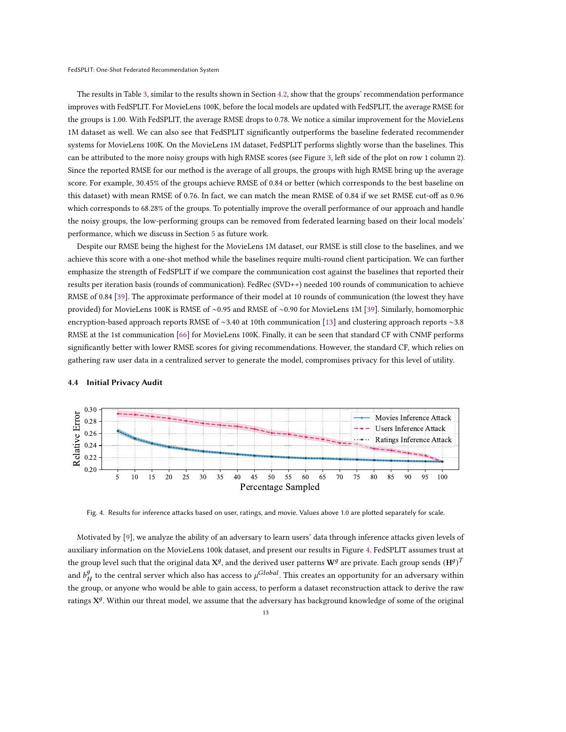The results in Table 3, similar to the results shown in Section 4.2, show that the groups' recommendation performance improves with FedSPLIT. For MovieLens 100K, before the local models are updated with FedSPLIT, the average RMSE for the groups is 1.00. With FedSPLIT, the average RMSE drops to 0.78. We notice a similar improvement for the MovieLens 1M dataset as well. We can also see that FedSPLIT significantly outperforms the baseline federated recommender systems for MovieLens 100K. On the MovieLens 1M dataset, FedSPLIT performs slightly worse than the baselines. This can be attributed to the more noisy groups with high RMSE scores (see Figure 3, left side of the plot on row 1 column 2). Since the reported RMSE for our method is the average of all groups, the groups with high RMSE bring up the average score. For example, 30.45% of the groups achieve RMSE of 0.84 or better (which corresponds to the best baseline on this dataset) with mean RMSE of 0.76. In fact, we can match the mean RMSE of 0.84 if we set RMSE cut-off as 0.96 which corresponds to 68.28% of the groups. To potentially improve the overall performance of our approach and handle the noisy groups, the low-performing groups can be removed from federated learning based on their local models' performance, which we discuss in Section 5 as future work.

Despite our RMSE being the highest for the MovieLens 1M dataset, our RMSE is still close to the baselines, and we achieve this score with a one-shot method while the baselines require multi-round client participation. We can further emphasize the strength of FedSPLIT if we compare the communication cost against the baselines that reported their results per iteration basis (rounds of communication). FedRec (SVD++) needed 100 rounds of communication to achieve RMSE of 0.84 [39]. The approximate performance of their model at 10 rounds of communication (the lowest they have provided) for MovieLens 100K is RMSE of ~0.95 and RMSE of ~0.90 for MovieLens 1M [39]. Similarly, homomorphic encryption-based approach reports RMSE of ~3.40 at 10th communication [13] and clustering approach reports ~3.8 RMSE at the 1st communication [66] for MovieLens 100K. Finally, it can be seen that standard CF with CNMF performs significantly better with lower RMSE scores for giving recommendations. However, the standard CF, which relies on gathering raw user data in a centralized server to generate the model, compromises privacy for this level of utility.

### 4.4 Initial Privacy Audit

Fig. 4. Results for inference attacks based on user, ratings, and movie. Values above 1.0 are plotted separately for scale.

Motivated by [9], we analyze the ability of an adversary to learn users' data through inference attacks given levels of auxiliary information on the MovieLens 100k dataset, and present our results in Figure 4. FedSPLIT assumes trust at the group level such that the original data $\mathbf{X}^g$, and the derived user patterns $\mathbf{W}^g$ are private. Each group sends $(\mathbf{H}^g)^T$ and $b_H^g$ to the central server which also has access to $\mu^{Global}$. This creates an opportunity for an adversary within the group, or anyone who would be able to gain access, to perform a dataset reconstruction attack to derive the raw ratings $\mathbf{X}^g$. Within our threat model, we assume that the adversary has background knowledge of some of the original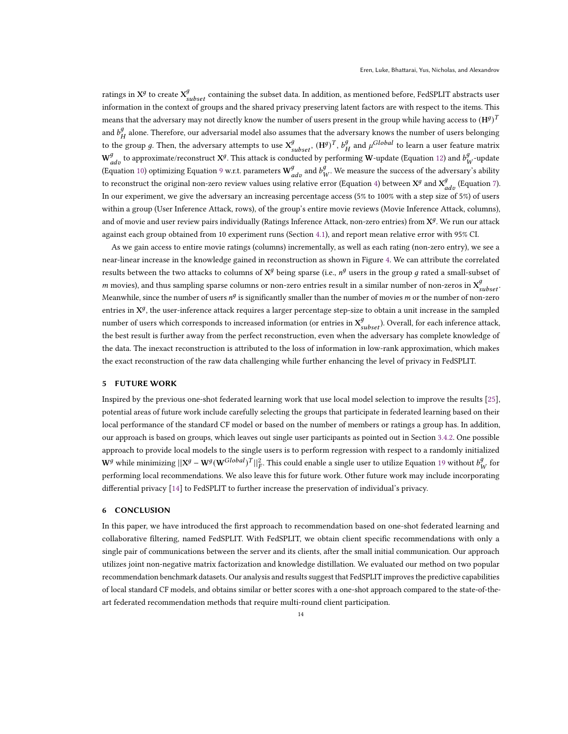ratings in $\mathbf{X}^g$ to create $\mathbf{X}^g_{subset}$ containing the subset data. In addition, as mentioned before, FedSPLIT abstracts user information in the context of groups and the shared privacy preserving latent factors are with respect to the items. This means that the adversary may not directly know the number of users present in the group while having access to $(\mathbf{H}^g)^T$ and $b^g_H$ alone. Therefore, our adversarial model also assumes that the adversary knows the number of users belonging to the group $g$. Then, the adversary attempts to use $\mathbf{X}^g_{subset}$, $(\mathbf{H}^g)^T$, $b^g_H$ and $\mu^{Global}$ to learn a user feature matrix $\mathbf{W}^g_{adv}$ to approximate/reconstruct $\mathbf{X}^g$. This attack is conducted by performing $\mathbf{W}$-update (Equation 12) and $b^g_W$-update (Equation 10) optimizing Equation 9 w.r.t. parameters $\mathbf{W}^g_{adv}$ and $b^g_W$. We measure the success of the adversary's ability to reconstruct the original non-zero review values using relative error (Equation 4) between $\mathbf{X}^g$ and $\mathbf{X}^g_{adv}$ (Equation 7). In our experiment, we give the adversary an increasing percentage access (5% to 100% with a step size of 5%) of users within a group (User Inference Attack, rows), of the group's entire movie reviews (Movie Inference Attack, columns), and of movie and user review pairs individually (Ratings Inference Attack, non-zero entries) from $\mathbf{X}^g$. We run our attack against each group obtained from 10 experiment runs (Section 4.1), and report mean relative error with 95% CI.

As we gain access to entire movie ratings (columns) incrementally, as well as each rating (non-zero entry), we see a near-linear increase in the knowledge gained in reconstruction as shown in Figure 4. We can attribute the correlated results between the two attacks to columns of $\mathbf{X}^g$ being sparse (i.e., $n^g$ users in the group $g$ rated a small-subset of $m$ movies), and thus sampling sparse columns or non-zero entries result in a similar number of non-zeros in $\mathbf{X}^g_{subset}$. Meanwhile, since the number of users $n^g$ is significantly smaller than the number of movies $m$ or the number of non-zero entries in $\mathbf{X}^g$, the user-inference attack requires a larger percentage step-size to obtain a unit increase in the sampled number of users which corresponds to increased information (or entries in $\mathbf{X}^g_{subset}$). Overall, for each inference attack, the best result is further away from the perfect reconstruction, even when the adversary has complete knowledge of the data. The inexact reconstruction is attributed to the loss of information in low-rank approximation, which makes the exact reconstruction of the raw data challenging while further enhancing the level of privacy in FedSPLIT.

## 5 FUTURE WORK

Inspired by the previous one-shot federated learning work that use local model selection to improve the results [25], potential areas of future work include carefully selecting the groups that participate in federated learning based on their local performance of the standard CF model or based on the number of members or ratings a group has. In addition, our approach is based on groups, which leaves out single user participants as pointed out in Section 3.4.2. One possible approach to provide local models to the single users is to perform regression with respect to a randomly initialized $\mathbf{W}^g$ while minimizing $||\mathbf{X}^g - \mathbf{W}^g(\mathbf{W}^{Global})^T||^2_F$. This could enable a single user to utilize Equation 19 without $b^g_W$ for performing local recommendations. We also leave this for future work. Other future work may include incorporating differential privacy [14] to FedSPLIT to further increase the preservation of individual's privacy.

## 6 CONCLUSION

In this paper, we have introduced the first approach to recommendation based on one-shot federated learning and collaborative filtering, named FedSPLIT. With FedSPLIT, we obtain client specific recommendations with only a single pair of communications between the server and its clients, after the small initial communication. Our approach utilizes joint non-negative matrix factorization and knowledge distillation. We evaluated our method on two popular recommendation benchmark datasets. Our analysis and results suggest that FedSPLIT improves the predictive capabilities of local standard CF models, and obtains similar or better scores with a one-shot approach compared to the state-of-the-art federated recommendation methods that require multi-round client participation.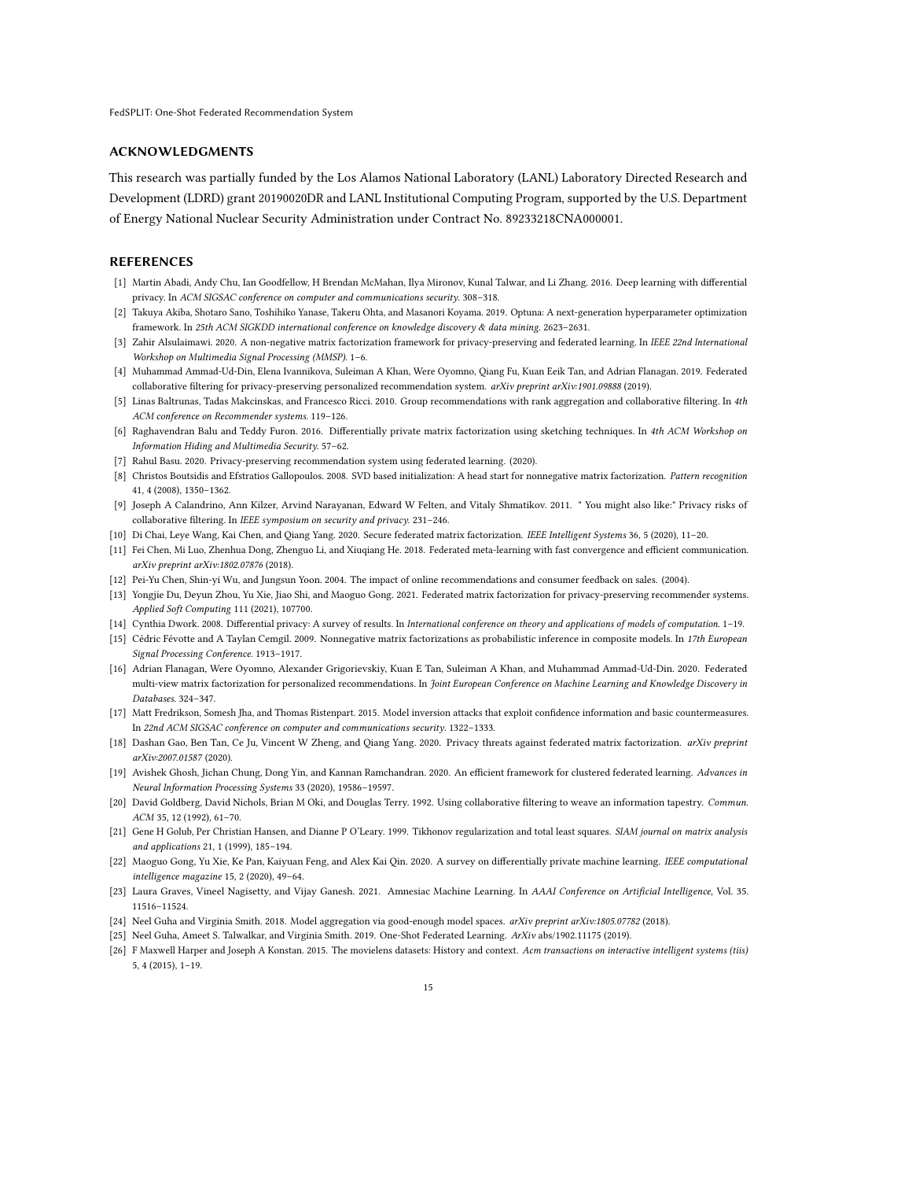## ACKNOWLEDGMENTS

This research was partially funded by the Los Alamos National Laboratory (LANL) Laboratory Directed Research and Development (LDRD) grant 20190020DR and LANL Institutional Computing Program, supported by the U.S. Department of Energy National Nuclear Security Administration under Contract No. 89233218CNA000001.

## REFERENCES

[1] Martin Abadi, Andy Chu, Ian Goodfellow, H Brendan McMahan, Ilya Mironov, Kunal Talwar, and Li Zhang. 2016. Deep learning with differential privacy. In *ACM SIGSAC conference on computer and communications security*. 308–318.

[2] Takuya Akiba, Shotaro Sano, Toshihiko Yanase, Takeru Ohta, and Masanori Koyama. 2019. Optuna: A next-generation hyperparameter optimization framework. In *25th ACM SIGKDD international conference on knowledge discovery & data mining*. 2623–2631.

[3] Zahir Alsulaimawi. 2020. A non-negative matrix factorization framework for privacy-preserving and federated learning. In *IEEE 22nd International Workshop on Multimedia Signal Processing (MMSP)*. 1–6.

[4] Muhammad Ammad-Ud-Din, Elena Ivannikova, Suleiman A Khan, Were Oyomno, Qiang Fu, Kuan Eeik Tan, and Adrian Flanagan. 2019. Federated collaborative filtering for privacy-preserving personalized recommendation system. *arXiv preprint arXiv:1901.09888* (2019).

[5] Linas Baltrunas, Tadas Makcinskas, and Francesco Ricci. 2010. Group recommendations with rank aggregation and collaborative filtering. In *4th ACM conference on Recommender systems*. 119–126.

[6] Raghavendran Balu and Teddy Furon. 2016. Differentially private matrix factorization using sketching techniques. In *4th ACM Workshop on Information Hiding and Multimedia Security*. 57–62.

[7] Rahul Basu. 2020. Privacy-preserving recommendation system using federated learning. (2020).

[8] Christos Boutsidis and Efstratios Gallopoulos. 2008. SVD based initialization: A head start for nonnegative matrix factorization. *Pattern recognition* 41, 4 (2008), 1350–1362.

[9] Joseph A Calandrino, Ann Kilzer, Arvind Narayanan, Edward W Felten, and Vitaly Shmatikov. 2011. " You might also like:" Privacy risks of collaborative filtering. In *IEEE symposium on security and privacy*. 231–246.

[10] Di Chai, Leye Wang, Kai Chen, and Qiang Yang. 2020. Secure federated matrix factorization. *IEEE Intelligent Systems* 36, 5 (2020), 11–20.

[11] Fei Chen, Mi Luo, Zhenhua Dong, Zhenguo Li, and Xiuqiang He. 2018. Federated meta-learning with fast convergence and efficient communication. *arXiv preprint arXiv:1802.07876* (2018).

[12] Pei-Yu Chen, Shin-yi Wu, and Jungsun Yoon. 2004. The impact of online recommendations and consumer feedback on sales. (2004).

[13] Yongjie Du, Deyun Zhou, Yu Xie, Jiao Shi, and Maoguo Gong. 2021. Federated matrix factorization for privacy-preserving recommender systems. *Applied Soft Computing* 111 (2021), 107700.

[14] Cynthia Dwork. 2008. Differential privacy: A survey of results. In *International conference on theory and applications of models of computation*. 1–19.

[15] Cédric Févotte and A Taylan Cemgil. 2009. Nonnegative matrix factorizations as probabilistic inference in composite models. In *17th European Signal Processing Conference*. 1913–1917.

[16] Adrian Flanagan, Were Oyomno, Alexander Grigorievskiy, Kuan E Tan, Suleiman A Khan, and Muhammad Ammad-Ud-Din. 2020. Federated multi-view matrix factorization for personalized recommendations. In *Joint European Conference on Machine Learning and Knowledge Discovery in Databases*. 324–347.

[17] Matt Fredrikson, Somesh Jha, and Thomas Ristenpart. 2015. Model inversion attacks that exploit confidence information and basic countermeasures. In *22nd ACM SIGSAC conference on computer and communications security*. 1322–1333.

[18] Dashan Gao, Ben Tan, Ce Ju, Vincent W Zheng, and Qiang Yang. 2020. Privacy threats against federated matrix factorization. *arXiv preprint arXiv:2007.01587* (2020).

[19] Avishek Ghosh, Jichan Chung, Dong Yin, and Kannan Ramchandran. 2020. An efficient framework for clustered federated learning. *Advances in Neural Information Processing Systems* 33 (2020), 19586–19597.

[20] David Goldberg, David Nichols, Brian M Oki, and Douglas Terry. 1992. Using collaborative filtering to weave an information tapestry. *Commun. ACM* 35, 12 (1992), 61–70.

[21] Gene H Golub, Per Christian Hansen, and Dianne P O'Leary. 1999. Tikhonov regularization and total least squares. *SIAM journal on matrix analysis and applications* 21, 1 (1999), 185–194.

[22] Maoguo Gong, Yu Xie, Ke Pan, Kaiyuan Feng, and Alex Kai Qin. 2020. A survey on differentially private machine learning. *IEEE computational intelligence magazine* 15, 2 (2020), 49–64.

[23] Laura Graves, Vineel Nagisetty, and Vijay Ganesh. 2021. Amnesiac Machine Learning. In *AAAI Conference on Artificial Intelligence*, Vol. 35. 11516–11524.

[24] Neel Guha and Virginia Smith. 2018. Model aggregation via good-enough model spaces. *arXiv preprint arXiv:1805.07782* (2018).

[25] Neel Guha, Ameet S. Talwalkar, and Virginia Smith. 2019. One-Shot Federated Learning. *ArXiv* abs/1902.11175 (2019).

[26] F Maxwell Harper and Joseph A Konstan. 2015. The movielens datasets: History and context. *Acm transactions on interactive intelligent systems (tiis)* 5, 4 (2015), 1–19.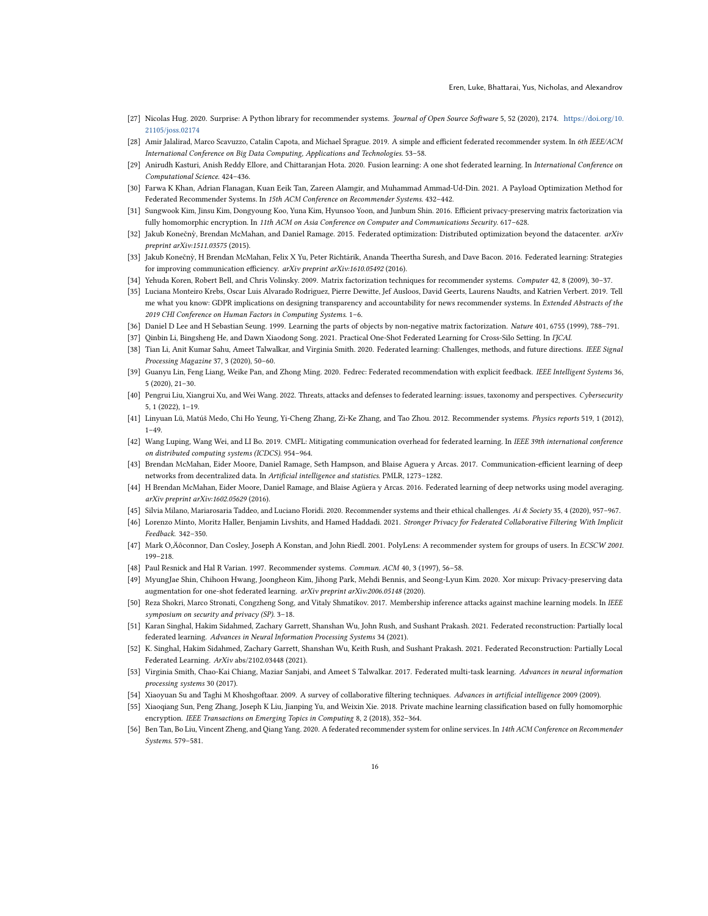[27] Nicolas Hug. 2020. Surprise: A Python library for recommender systems. *Journal of Open Source Software* 5, 52 (2020), 2174. https://doi.org/10.21105/joss.02174

[28] Amir Jalalirad, Marco Scavuzzo, Catalin Capota, and Michael Sprague. 2019. A simple and efficient federated recommender system. In *6th IEEE/ACM International Conference on Big Data Computing, Applications and Technologies*. 53–58.

[29] Anirudh Kasturi, Anish Reddy Ellore, and Chittaranjan Hota. 2020. Fusion learning: A one shot federated learning. In *International Conference on Computational Science*. 424–436.

[30] Farwa K Khan, Adrian Flanagan, Kuan Eeik Tan, Zareen Alamgir, and Muhammad Ammad-Ud-Din. 2021. A Payload Optimization Method for Federated Recommender Systems. In *15th ACM Conference on Recommender Systems*. 432–442.

[31] Sungwook Kim, Jinsu Kim, Dongyoung Koo, Yuna Kim, Hyunsoo Yoon, and Junbum Shin. 2016. Efficient privacy-preserving matrix factorization via fully homomorphic encryption. In *11th ACM on Asia Conference on Computer and Communications Security*. 617–628.

[32] Jakub Konečnỳ, Brendan McMahan, and Daniel Ramage. 2015. Federated optimization: Distributed optimization beyond the datacenter. *arXiv preprint arXiv:1511.03575* (2015).

[33] Jakub Konečnỳ, H Brendan McMahan, Felix X Yu, Peter Richtárik, Ananda Theertha Suresh, and Dave Bacon. 2016. Federated learning: Strategies for improving communication efficiency. *arXiv preprint arXiv:1610.05492* (2016).

[34] Yehuda Koren, Robert Bell, and Chris Volinsky. 2009. Matrix factorization techniques for recommender systems. *Computer* 42, 8 (2009), 30–37.

[35] Luciana Monteiro Krebs, Oscar Luis Alvarado Rodriguez, Pierre Dewitte, Jef Ausloos, David Geerts, Laurens Naudts, and Katrien Verbert. 2019. Tell me what you know: GDPR implications on designing transparency and accountability for news recommender systems. In *Extended Abstracts of the 2019 CHI Conference on Human Factors in Computing Systems*. 1–6.

[36] Daniel D Lee and H Sebastian Seung. 1999. Learning the parts of objects by non-negative matrix factorization. *Nature* 401, 6755 (1999), 788–791.

[37] Qinbin Li, Bingsheng He, and Dawn Xiaodong Song. 2021. Practical One-Shot Federated Learning for Cross-Silo Setting. In *IJCAI*.

[38] Tian Li, Anit Kumar Sahu, Ameet Talwalkar, and Virginia Smith. 2020. Federated learning: Challenges, methods, and future directions. *IEEE Signal Processing Magazine* 37, 3 (2020), 50–60.

[39] Guanyu Lin, Feng Liang, Weike Pan, and Zhong Ming. 2020. Fedrec: Federated recommendation with explicit feedback. *IEEE Intelligent Systems* 36, 5 (2020), 21–30.

[40] Pengrui Liu, Xiangrui Xu, and Wei Wang. 2022. Threats, attacks and defenses to federated learning: issues, taxonomy and perspectives. *Cybersecurity* 5, 1 (2022), 1–19.

[41] Linyuan Lü, Matúš Medo, Chi Ho Yeung, Yi-Cheng Zhang, Zi-Ke Zhang, and Tao Zhou. 2012. Recommender systems. *Physics reports* 519, 1 (2012), 1–49.

[42] Wang Luping, Wang Wei, and LI Bo. 2019. CMFL: Mitigating communication overhead for federated learning. In *IEEE 39th international conference on distributed computing systems (ICDCS)*. 954–964.

[43] Brendan McMahan, Eider Moore, Daniel Ramage, Seth Hampson, and Blaise Aguera y Arcas. 2017. Communication-efficient learning of deep networks from decentralized data. In *Artificial intelligence and statistics*. PMLR, 1273–1282.

[44] H Brendan McMahan, Eider Moore, Daniel Ramage, and Blaise Agüera y Arcas. 2016. Federated learning of deep networks using model averaging. *arXiv preprint arXiv:1602.05629* (2016).

[45] Silvia Milano, Mariarosaria Taddeo, and Luciano Floridi. 2020. Recommender systems and their ethical challenges. *Ai & Society* 35, 4 (2020), 957–967.

[46] Lorenzo Minto, Moritz Haller, Benjamin Livshits, and Hamed Haddadi. 2021. *Stronger Privacy for Federated Collaborative Filtering With Implicit Feedback*. 342–350.

[47] Mark O‚Äôconnor, Dan Cosley, Joseph A Konstan, and John Riedl. 2001. PolyLens: A recommender system for groups of users. In *ECSCW 2001*. 199–218.

[48] Paul Resnick and Hal R Varian. 1997. Recommender systems. *Commun. ACM* 40, 3 (1997), 56–58.

[49] MyungJae Shin, Chihoon Hwang, Joongheon Kim, Jihong Park, Mehdi Bennis, and Seong-Lyun Kim. 2020. Xor mixup: Privacy-preserving data augmentation for one-shot federated learning. *arXiv preprint arXiv:2006.05148* (2020).

[50] Reza Shokri, Marco Stronati, Congzheng Song, and Vitaly Shmatikov. 2017. Membership inference attacks against machine learning models. In *IEEE symposium on security and privacy (SP)*. 3–18.

[51] Karan Singhal, Hakim Sidahmed, Zachary Garrett, Shanshan Wu, John Rush, and Sushant Prakash. 2021. Federated reconstruction: Partially local federated learning. *Advances in Neural Information Processing Systems* 34 (2021).

[52] K. Singhal, Hakim Sidahmed, Zachary Garrett, Shanshan Wu, Keith Rush, and Sushant Prakash. 2021. Federated Reconstruction: Partially Local Federated Learning. *ArXiv* abs/2102.03448 (2021).

[53] Virginia Smith, Chao-Kai Chiang, Maziar Sanjabi, and Ameet S Talwalkar. 2017. Federated multi-task learning. *Advances in neural information processing systems* 30 (2017).

[54] Xiaoyuan Su and Taghi M Khoshgoftaar. 2009. A survey of collaborative filtering techniques. *Advances in artificial intelligence* 2009 (2009).

[55] Xiaoqiang Sun, Peng Zhang, Joseph K Liu, Jianping Yu, and Weixin Xie. 2018. Private machine learning classification based on fully homomorphic encryption. *IEEE Transactions on Emerging Topics in Computing* 8, 2 (2018), 352–364.

[56] Ben Tan, Bo Liu, Vincent Zheng, and Qiang Yang. 2020. A federated recommender system for online services. In *14th ACM Conference on Recommender Systems*. 579–581.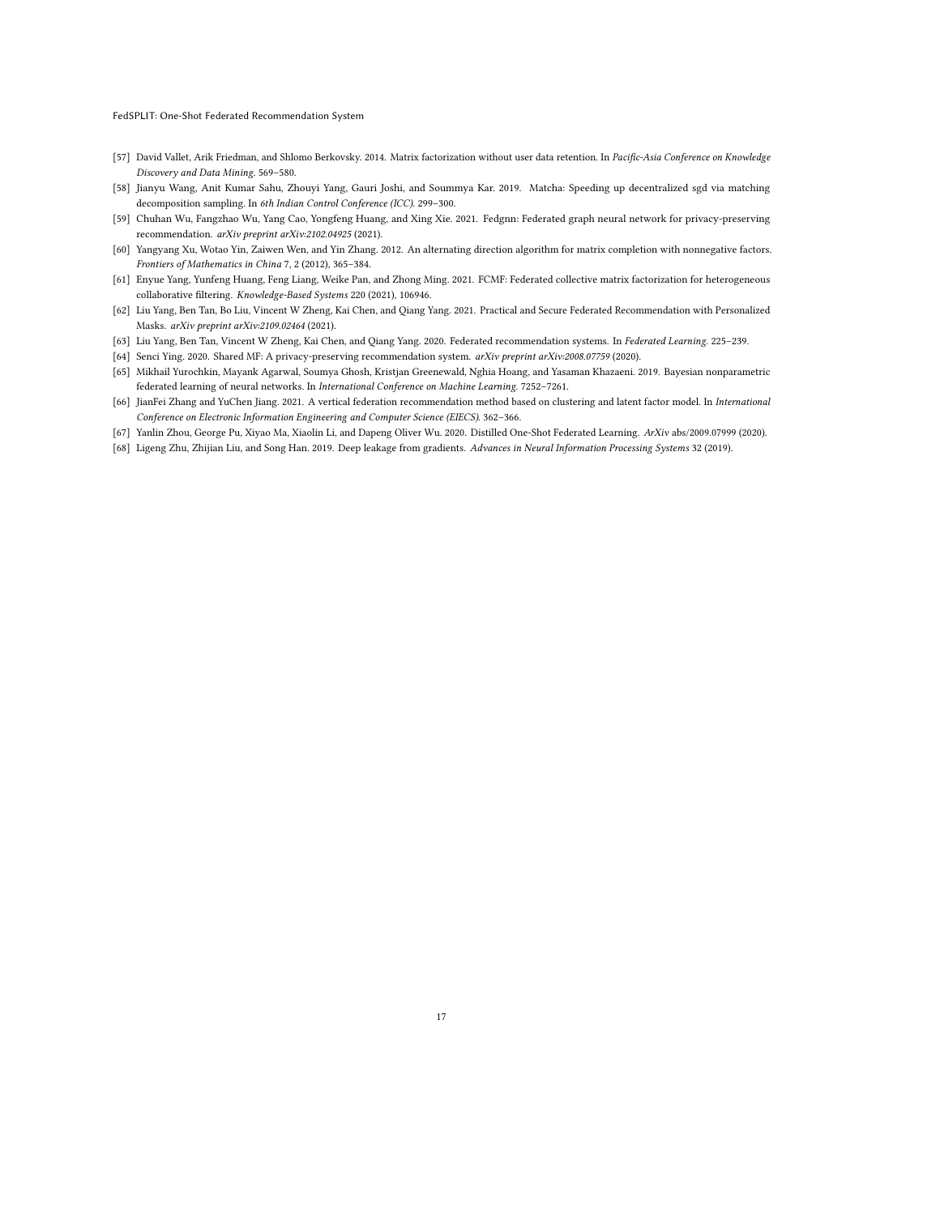[57] David Vallet, Arik Friedman, and Shlomo Berkovsky. 2014. Matrix factorization without user data retention. In *Pacific-Asia Conference on Knowledge Discovery and Data Mining*. 569–580.

[58] Jianyu Wang, Anit Kumar Sahu, Zhouyi Yang, Gauri Joshi, and Soummya Kar. 2019. Matcha: Speeding up decentralized sgd via matching decomposition sampling. In *6th Indian Control Conference (ICC)*. 299–300.

[59] Chuhan Wu, Fangzhao Wu, Yang Cao, Yongfeng Huang, and Xing Xie. 2021. Fedgnn: Federated graph neural network for privacy-preserving recommendation. *arXiv preprint arXiv:2102.04925* (2021).

[60] Yangyang Xu, Wotao Yin, Zaiwen Wen, and Yin Zhang. 2012. An alternating direction algorithm for matrix completion with nonnegative factors. *Frontiers of Mathematics in China* 7, 2 (2012), 365–384.

[61] Enyue Yang, Yunfeng Huang, Feng Liang, Weike Pan, and Zhong Ming. 2021. FCMF: Federated collective matrix factorization for heterogeneous collaborative filtering. *Knowledge-Based Systems* 220 (2021), 106946.

[62] Liu Yang, Ben Tan, Bo Liu, Vincent W Zheng, Kai Chen, and Qiang Yang. 2021. Practical and Secure Federated Recommendation with Personalized Masks. *arXiv preprint arXiv:2109.02464* (2021).

[63] Liu Yang, Ben Tan, Vincent W Zheng, Kai Chen, and Qiang Yang. 2020. Federated recommendation systems. In *Federated Learning*. 225–239.

[64] Senci Ying. 2020. Shared MF: A privacy-preserving recommendation system. *arXiv preprint arXiv:2008.07759* (2020).

[65] Mikhail Yurochkin, Mayank Agarwal, Soumya Ghosh, Kristjan Greenewald, Nghia Hoang, and Yasaman Khazaeni. 2019. Bayesian nonparametric federated learning of neural networks. In *International Conference on Machine Learning*. 7252–7261.

[66] JianFei Zhang and YuChen Jiang. 2021. A vertical federation recommendation method based on clustering and latent factor model. In *International Conference on Electronic Information Engineering and Computer Science (EIECS)*. 362–366.

[67] Yanlin Zhou, George Pu, Xiyao Ma, Xiaolin Li, and Dapeng Oliver Wu. 2020. Distilled One-Shot Federated Learning. *ArXiv* abs/2009.07999 (2020).

[68] Ligeng Zhu, Zhijian Liu, and Song Han. 2019. Deep leakage from gradients. *Advances in Neural Information Processing Systems* 32 (2019).